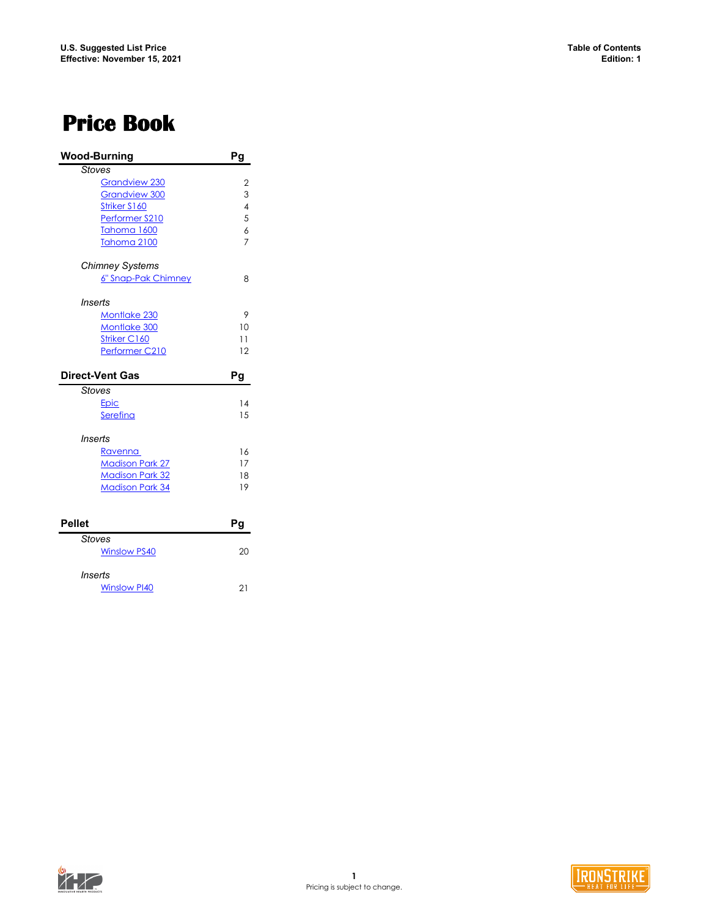**U.S. Suggested List Price**
**Effective: November 15, 2021**

**Table of Contents**
**Edition: 1**

# Price Book

| Wood-Burning | Pg |
|---|---|
| *Stoves* | |
| Grandview 230 | 2 |
| Grandview 300 | 3 |
| Striker S160 | 4 |
| Performer S210 | 5 |
| Tahoma 1600 | 6 |
| Tahoma 2100 | 7 |
| *Chimney Systems* | |
| 6" Snap-Pak Chimney | 8 |
| *Inserts* | |
| Montlake 230 | 9 |
| Montlake 300 | 10 |
| Striker C160 | 11 |
| Performer C210 | 12 |

| Direct-Vent Gas | Pg |
|---|---|
| *Stoves* | |
| Epic | 14 |
| Serefina | 15 |
| *Inserts* | |
| Ravenna | 16 |
| Madison Park 27 | 17 |
| Madison Park 32 | 18 |
| Madison Park 34 | 19 |

| Pellet | Pg |
|---|---|
| *Stoves* | |
| Winslow PS40 | 20 |
| *Inserts* | |
| Winslow PI40 | 21 |

Pricing is subject to change.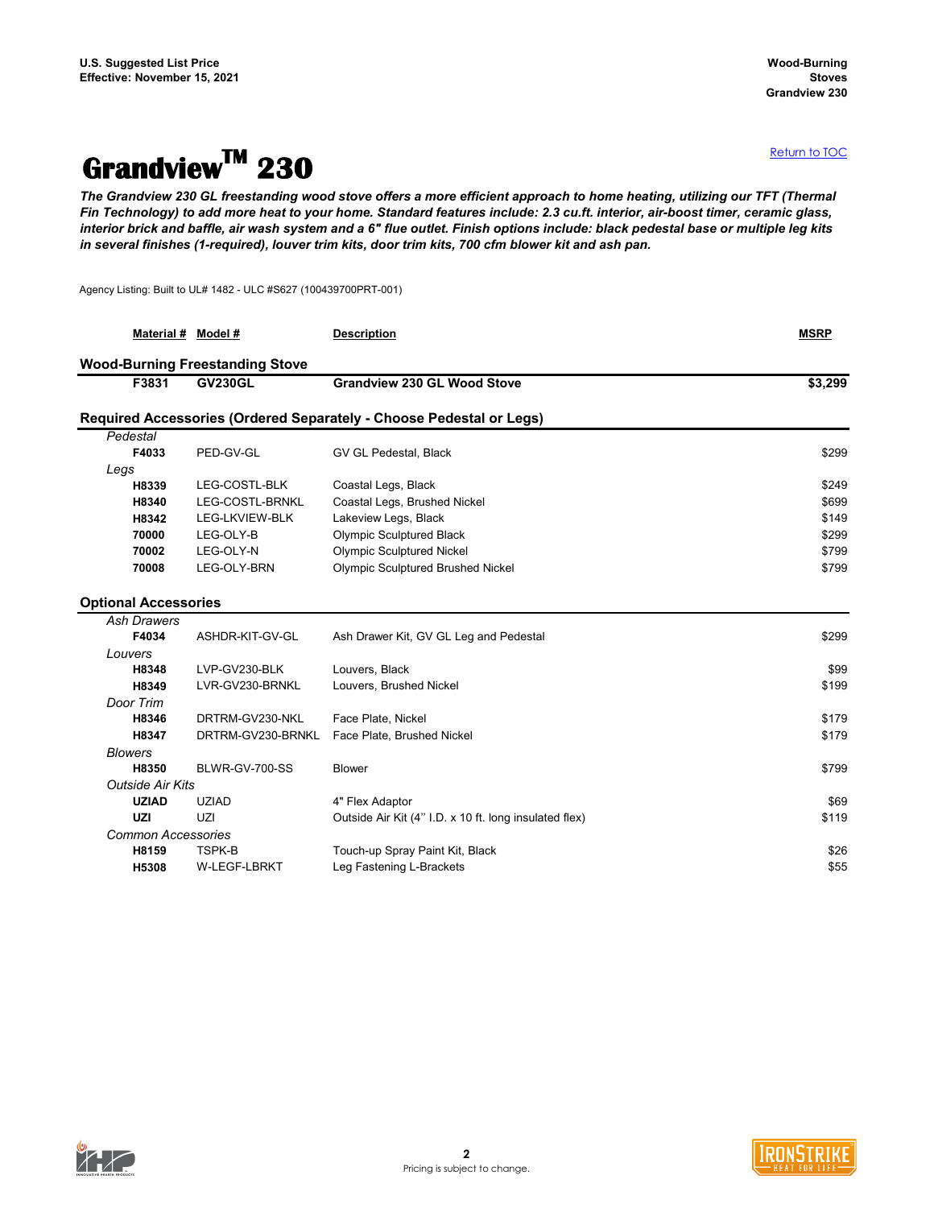# Grandview™ 230

Return to TOC

***The Grandview 230 GL freestanding wood stove offers a more efficient approach to home heating, utilizing our TFT (Thermal Fin Technology) to add more heat to your home. Standard features include: 2.3 cu.ft. interior, air-boost timer, ceramic glass, interior brick and baffle, air wash system and a 6" flue outlet. Finish options include: black pedestal base or multiple leg kits in several finishes (1-required), louver trim kits, door trim kits, 700 cfm blower kit and ash pan.***

Agency Listing: Built to UL# 1482 - ULC #S627 (100439700PRT-001)

| Material # | Model # | Description | MSRP |
|---|---|---|---|
| **Wood-Burning Freestanding Stove** | | | |
| **F3831** | **GV230GL** | **Grandview 230 GL Wood Stove** | **$3,299** |
| **Required Accessories (Ordered Separately - Choose Pedestal or Legs)** | | | |
| *Pedestal* | | | |
| **F4033** | PED-GV-GL | GV GL Pedestal, Black | $299 |
| *Legs* | | | |
| **H8339** | LEG-COSTL-BLK | Coastal Legs, Black | $249 |
| **H8340** | LEG-COSTL-BRNKL | Coastal Legs, Brushed Nickel | $699 |
| **H8342** | LEG-LKVIEW-BLK | Lakeview Legs, Black | $149 |
| **70000** | LEG-OLY-B | Olympic Sculptured Black | $299 |
| **70002** | LEG-OLY-N | Olympic Sculptured Nickel | $799 |
| **70008** | LEG-OLY-BRN | Olympic Sculptured Brushed Nickel | $799 |
| **Optional Accessories** | | | |
| *Ash Drawers* | | | |
| **F4034** | ASHDR-KIT-GV-GL | Ash Drawer Kit, GV GL Leg and Pedestal | $299 |
| *Louvers* | | | |
| **H8348** | LVP-GV230-BLK | Louvers, Black | $99 |
| **H8349** | LVR-GV230-BRNKL | Louvers, Brushed Nickel | $199 |
| *Door Trim* | | | |
| **H8346** | DRTRM-GV230-NKL | Face Plate, Nickel | $179 |
| **H8347** | DRTRM-GV230-BRNKL | Face Plate, Brushed Nickel | $179 |
| *Blowers* | | | |
| **H8350** | BLWR-GV-700-SS | Blower | $799 |
| *Outside Air Kits* | | | |
| **UZIAD** | UZIAD | 4" Flex Adaptor | $69 |
| **UZI** | UZI | Outside Air Kit (4" I.D. x 10 ft. long insulated flex) | $119 |
| *Common Accessories* | | | |
| **H8159** | TSPK-B | Touch-up Spray Paint Kit, Black | $26 |
| **H5308** | W-LEGF-LBRKT | Leg Fastening L-Brackets | $55 |

Pricing is subject to change.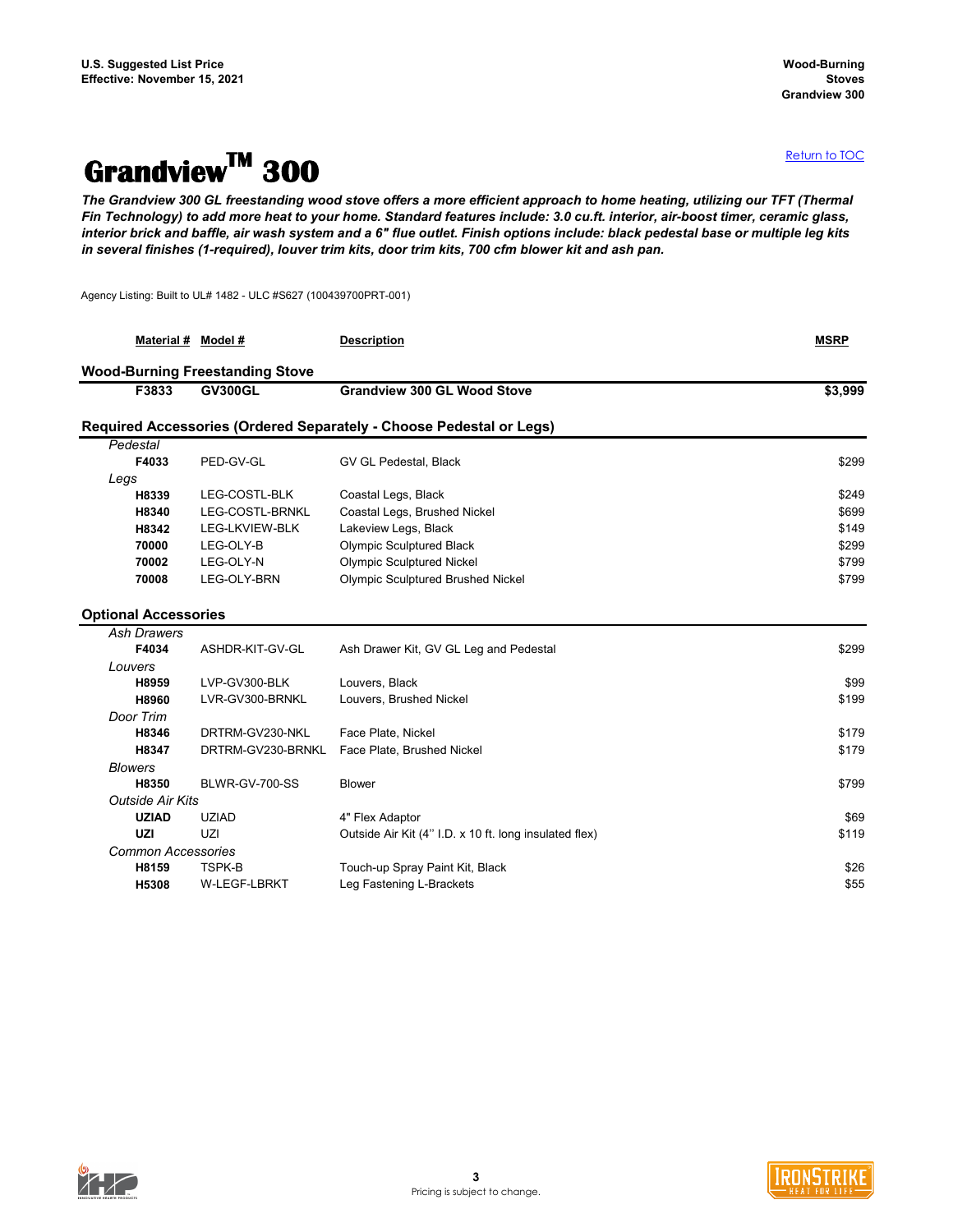# Grandview™ 300

[Return to TOC]

***The Grandview 300 GL freestanding wood stove offers a more efficient approach to home heating, utilizing our TFT (Thermal Fin Technology) to add more heat to your home. Standard features include: 3.0 cu.ft. interior, air-boost timer, ceramic glass, interior brick and baffle, air wash system and a 6" flue outlet. Finish options include: black pedestal base or multiple leg kits in several finishes (1-required), louver trim kits, door trim kits, 700 cfm blower kit and ash pan.***

Agency Listing: Built to UL# 1482 - ULC #S627 (100439700PRT-001)

| Material # | Model # | Description | MSRP |
|---|---|---|---|
| **Wood-Burning Freestanding Stove** | | | |
| **F3833** | **GV300GL** | **Grandview 300 GL Wood Stove** | **$3,999** |
| **Required Accessories (Ordered Separately - Choose Pedestal or Legs)** | | | |
| *Pedestal* | | | |
| **F4033** | PED-GV-GL | GV GL Pedestal, Black | $299 |
| *Legs* | | | |
| **H8339** | LEG-COSTL-BLK | Coastal Legs, Black | $249 |
| **H8340** | LEG-COSTL-BRNKL | Coastal Legs, Brushed Nickel | $699 |
| **H8342** | LEG-LKVIEW-BLK | Lakeview Legs, Black | $149 |
| **70000** | LEG-OLY-B | Olympic Sculptured Black | $299 |
| **70002** | LEG-OLY-N | Olympic Sculptured Nickel | $799 |
| **70008** | LEG-OLY-BRN | Olympic Sculptured Brushed Nickel | $799 |
| **Optional Accessories** | | | |
| *Ash Drawers* | | | |
| **F4034** | ASHDR-KIT-GV-GL | Ash Drawer Kit, GV GL Leg and Pedestal | $299 |
| *Louvers* | | | |
| **H8959** | LVP-GV300-BLK | Louvers, Black | $99 |
| **H8960** | LVR-GV300-BRNKL | Louvers, Brushed Nickel | $199 |
| *Door Trim* | | | |
| **H8346** | DRTRM-GV230-NKL | Face Plate, Nickel | $179 |
| **H8347** | DRTRM-GV230-BRNKL | Face Plate, Brushed Nickel | $179 |
| *Blowers* | | | |
| **H8350** | BLWR-GV-700-SS | Blower | $799 |
| *Outside Air Kits* | | | |
| **UZIAD** | UZIAD | 4" Flex Adaptor | $69 |
| **UZI** | UZI | Outside Air Kit (4" I.D. x 10 ft. long insulated flex) | $119 |
| *Common Accessories* | | | |
| **H8159** | TSPK-B | Touch-up Spray Paint Kit, Black | $26 |
| **H5308** | W-LEGF-LBRKT | Leg Fastening L-Brackets | $55 |

Pricing is subject to change.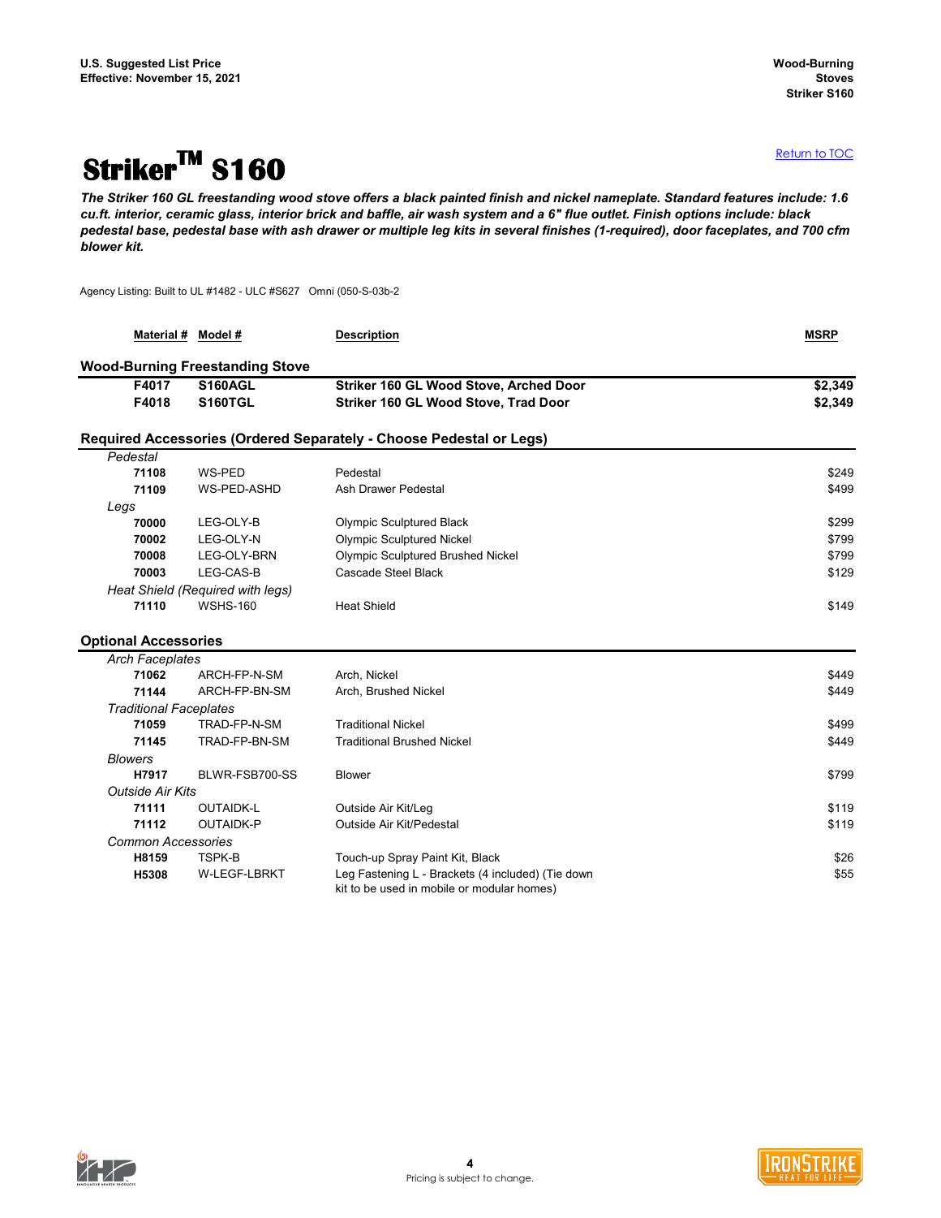# Striker™ S160

Return to TOC

***The Striker 160 GL freestanding wood stove offers a black painted finish and nickel nameplate. Standard features include: 1.6 cu.ft. interior, ceramic glass, interior brick and baffle, air wash system and a 6" flue outlet. Finish options include: black pedestal base, pedestal base with ash drawer or multiple leg kits in several finishes (1-required), door faceplates, and 700 cfm blower kit.***

Agency Listing: Built to UL #1482 - ULC #S627 Omni (050-S-03b-2

| Material # | Model # | Description | MSRP |
|---|---|---|---|
| **Wood-Burning Freestanding Stove** | | | |
| **F4017** | **S160AGL** | **Striker 160 GL Wood Stove, Arched Door** | **$2,349** |
| **F4018** | **S160TGL** | **Striker 160 GL Wood Stove, Trad Door** | **$2,349** |
| **Required Accessories (Ordered Separately - Choose Pedestal or Legs)** | | | |
| *Pedestal* | | | |
| **71108** | WS-PED | Pedestal | $249 |
| **71109** | WS-PED-ASHD | Ash Drawer Pedestal | $499 |
| *Legs* | | | |
| **70000** | LEG-OLY-B | Olympic Sculptured Black | $299 |
| **70002** | LEG-OLY-N | Olympic Sculptured Nickel | $799 |
| **70008** | LEG-OLY-BRN | Olympic Sculptured Brushed Nickel | $799 |
| **70003** | LEG-CAS-B | Cascade Steel Black | $129 |
| *Heat Shield (Required with legs)* | | | |
| **71110** | WSHS-160 | Heat Shield | $149 |
| **Optional Accessories** | | | |
| *Arch Faceplates* | | | |
| **71062** | ARCH-FP-N-SM | Arch, Nickel | $449 |
| **71144** | ARCH-FP-BN-SM | Arch, Brushed Nickel | $449 |
| *Traditional Faceplates* | | | |
| **71059** | TRAD-FP-N-SM | Traditional Nickel | $499 |
| **71145** | TRAD-FP-BN-SM | Traditional Brushed Nickel | $449 |
| *Blowers* | | | |
| **H7917** | BLWR-FSB700-SS | Blower | $799 |
| *Outside Air Kits* | | | |
| **71111** | OUTAIDK-L | Outside Air Kit/Leg | $119 |
| **71112** | OUTAIDK-P | Outside Air Kit/Pedestal | $119 |
| *Common Accessories* | | | |
| **H8159** | TSPK-B | Touch-up Spray Paint Kit, Black | $26 |
| **H5308** | W-LEGF-LBRKT | Leg Fastening L - Brackets (4 included) (Tie down kit to be used in mobile or modular homes) | $55 |

Pricing is subject to change.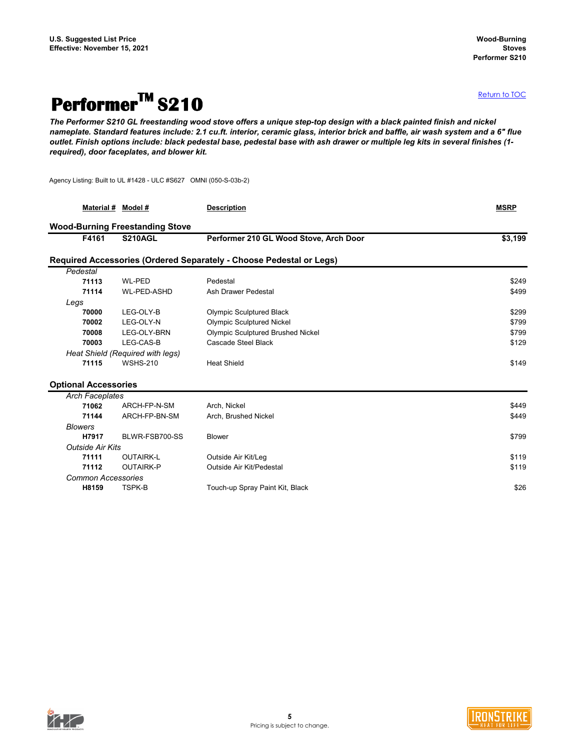# Performer™ S210

Return to TOC

***The Performer S210 GL freestanding wood stove offers a unique step-top design with a black painted finish and nickel nameplate. Standard features include: 2.1 cu.ft. interior, ceramic glass, interior brick and baffle, air wash system and a 6" flue outlet. Finish options include: black pedestal base, pedestal base with ash drawer or multiple leg kits in several finishes (1-required), door faceplates, and blower kit.***

Agency Listing: Built to UL #1428 - ULC #S627 OMNI (050-S-03b-2)

| Material # | Model # | Description | MSRP |
|---|---|---|---|
| **Wood-Burning Freestanding Stove** | | | |
| **F4161** | **S210AGL** | **Performer 210 GL Wood Stove, Arch Door** | **$3,199** |
| **Required Accessories (Ordered Separately - Choose Pedestal or Legs)** | | | |
| *Pedestal* | | | |
| **71113** | WL-PED | Pedestal | $249 |
| **71114** | WL-PED-ASHD | Ash Drawer Pedestal | $499 |
| *Legs* | | | |
| **70000** | LEG-OLY-B | Olympic Sculptured Black | $299 |
| **70002** | LEG-OLY-N | Olympic Sculptured Nickel | $799 |
| **70008** | LEG-OLY-BRN | Olympic Sculptured Brushed Nickel | $799 |
| **70003** | LEG-CAS-B | Cascade Steel Black | $129 |
| *Heat Shield (Required with legs)* | | | |
| **71115** | WSHS-210 | Heat Shield | $149 |
| **Optional Accessories** | | | |
| *Arch Faceplates* | | | |
| **71062** | ARCH-FP-N-SM | Arch, Nickel | $449 |
| **71144** | ARCH-FP-BN-SM | Arch, Brushed Nickel | $449 |
| *Blowers* | | | |
| **H7917** | BLWR-FSB700-SS | Blower | $799 |
| *Outside Air Kits* | | | |
| **71111** | OUTAIRK-L | Outside Air Kit/Leg | $119 |
| **71112** | OUTAIRK-P | Outside Air Kit/Pedestal | $119 |
| *Common Accessories* | | | |
| **H8159** | TSPK-B | Touch-up Spray Paint Kit, Black | $26 |

Pricing is subject to change.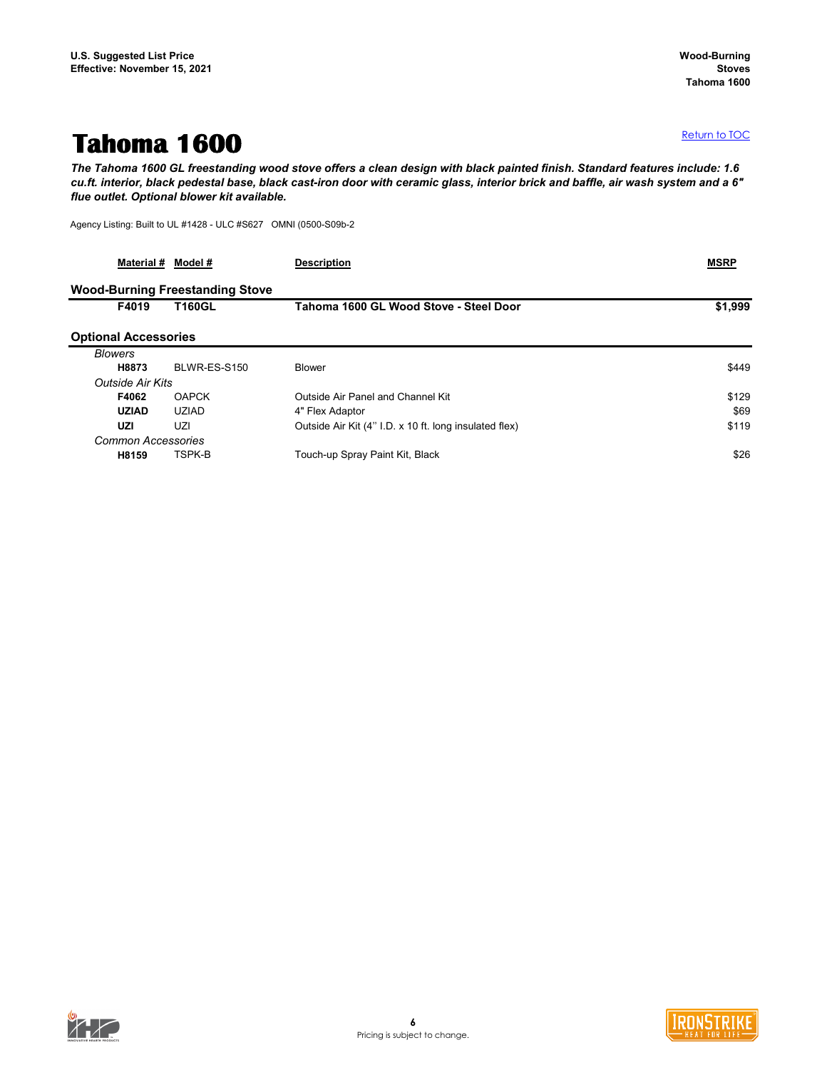# Tahoma 1600

[Return to TOC](#)

***The Tahoma 1600 GL freestanding wood stove offers a clean design with black painted finish. Standard features include: 1.6 cu.ft. interior, black pedestal base, black cast-iron door with ceramic glass, interior brick and baffle, air wash system and a 6" flue outlet. Optional blower kit available.***

Agency Listing: Built to UL #1428 - ULC #S627   OMNI (0500-S09b-2

| Material # | Model # | Description | MSRP |
|---|---|---|---|
| **Wood-Burning Freestanding Stove** | | | |
| **F4019** | **T160GL** | **Tahoma 1600 GL Wood Stove - Steel Door** | **$1,999** |
| **Optional Accessories** | | | |
| *Blowers* | | | |
| **H8873** | BLWR-ES-S150 | Blower | $449 |
| *Outside Air Kits* | | | |
| **F4062** | OAPCK | Outside Air Panel and Channel Kit | $129 |
| **UZIAD** | UZIAD | 4" Flex Adaptor | $69 |
| **UZI** | UZI | Outside Air Kit (4" I.D. x 10 ft. long insulated flex) | $119 |
| *Common Accessories* | | | |
| **H8159** | TSPK-B | Touch-up Spray Paint Kit, Black | $26 |

Pricing is subject to change.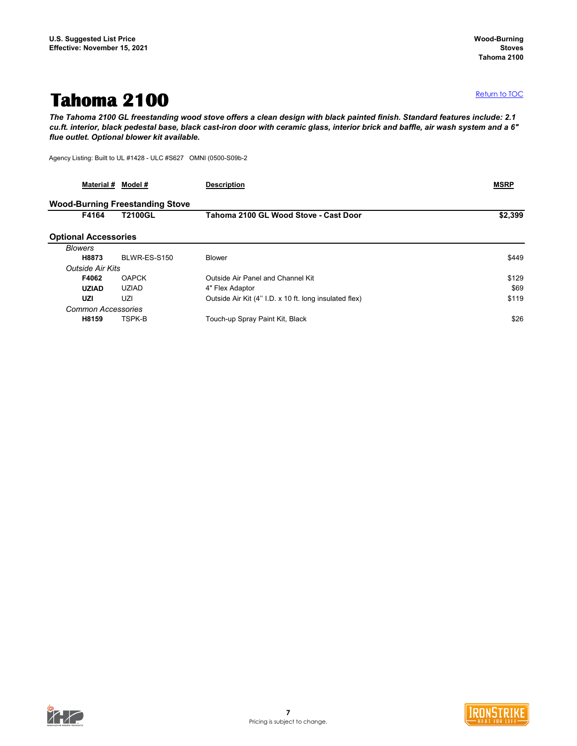# Tahoma 2100

Return to TOC

***The Tahoma 2100 GL freestanding wood stove offers a clean design with black painted finish. Standard features include: 2.1 cu.ft. interior, black pedestal base, black cast-iron door with ceramic glass, interior brick and baffle, air wash system and a 6" flue outlet. Optional blower kit available.***

Agency Listing: Built to UL #1428 - ULC #S627 OMNI (0500-S09b-2

| Material # | Model # | Description | MSRP |
|---|---|---|---|
| **Wood-Burning Freestanding Stove** | | | |
| **F4164** | **T2100GL** | **Tahoma 2100 GL Wood Stove - Cast Door** | **$2,399** |
| **Optional Accessories** | | | |
| *Blowers* | | | |
| **H8873** | BLWR-ES-S150 | Blower | $449 |
| *Outside Air Kits* | | | |
| **F4062** | OAPCK | Outside Air Panel and Channel Kit | $129 |
| **UZIAD** | UZIAD | 4" Flex Adaptor | $69 |
| **UZI** | UZI | Outside Air Kit (4" I.D. x 10 ft. long insulated flex) | $119 |
| *Common Accessories* | | | |
| **H8159** | TSPK-B | Touch-up Spray Paint Kit, Black | $26 |

Pricing is subject to change.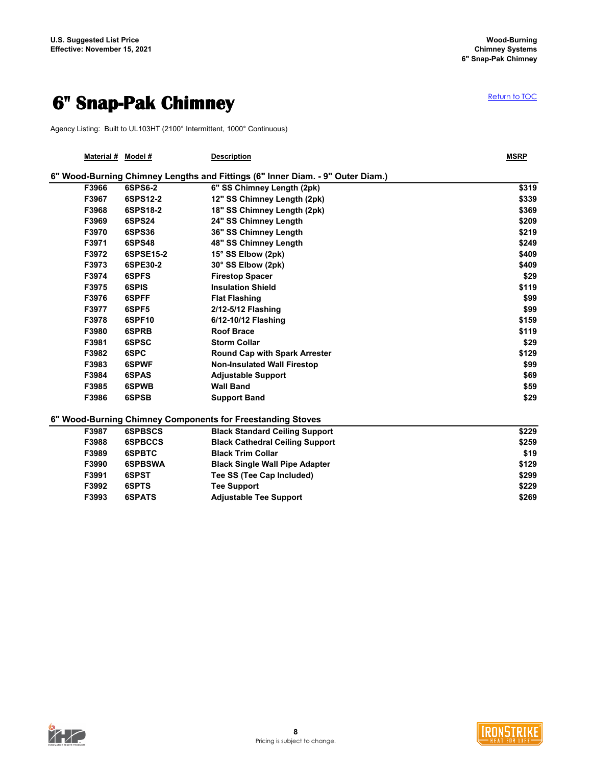# 6" Snap-Pak Chimney

Return to TOC

Agency Listing: Built to UL103HT (2100° Intermittent, 1000° Continuous)

| Material # | Model # | Description | MSRP |
|---|---|---|---|
| **6" Wood-Burning Chimney Lengths and Fittings (6" Inner Diam. - 9" Outer Diam.)** | | | |
| F3966 | 6SPS6-2 | 6" SS Chimney Length (2pk) | $319 |
| F3967 | 6SPS12-2 | 12" SS Chimney Length (2pk) | $339 |
| F3968 | 6SPS18-2 | 18" SS Chimney Length (2pk) | $369 |
| F3969 | 6SPS24 | 24" SS Chimney Length | $209 |
| F3970 | 6SPS36 | 36" SS Chimney Length | $219 |
| F3971 | 6SPS48 | 48" SS Chimney Length | $249 |
| F3972 | 6SPSE15-2 | 15° SS Elbow (2pk) | $409 |
| F3973 | 6SPE30-2 | 30° SS Elbow (2pk) | $409 |
| F3974 | 6SPFS | Firestop Spacer | $29 |
| F3975 | 6SPIS | Insulation Shield | $119 |
| F3976 | 6SPFF | Flat Flashing | $99 |
| F3977 | 6SPF5 | 2/12-5/12 Flashing | $99 |
| F3978 | 6SPF10 | 6/12-10/12 Flashing | $159 |
| F3980 | 6SPRB | Roof Brace | $119 |
| F3981 | 6SPSC | Storm Collar | $29 |
| F3982 | 6SPC | Round Cap with Spark Arrester | $129 |
| F3983 | 6SPWF | Non-Insulated Wall Firestop | $99 |
| F3984 | 6SPAS | Adjustable Support | $69 |
| F3985 | 6SPWB | Wall Band | $59 |
| F3986 | 6SPSB | Support Band | $29 |
| **6" Wood-Burning Chimney Components for Freestanding Stoves** | | | |
| F3987 | 6SPBSCS | Black Standard Ceiling Support | $229 |
| F3988 | 6SPBCCS | Black Cathedral Ceiling Support | $259 |
| F3989 | 6SPBTC | Black Trim Collar | $19 |
| F3990 | 6SPBSWA | Black Single Wall Pipe Adapter | $129 |
| F3991 | 6SPST | Tee SS (Tee Cap Included) | $299 |
| F3992 | 6SPTS | Tee Support | $229 |
| F3993 | 6SPATS | Adjustable Tee Support | $269 |

Pricing is subject to change.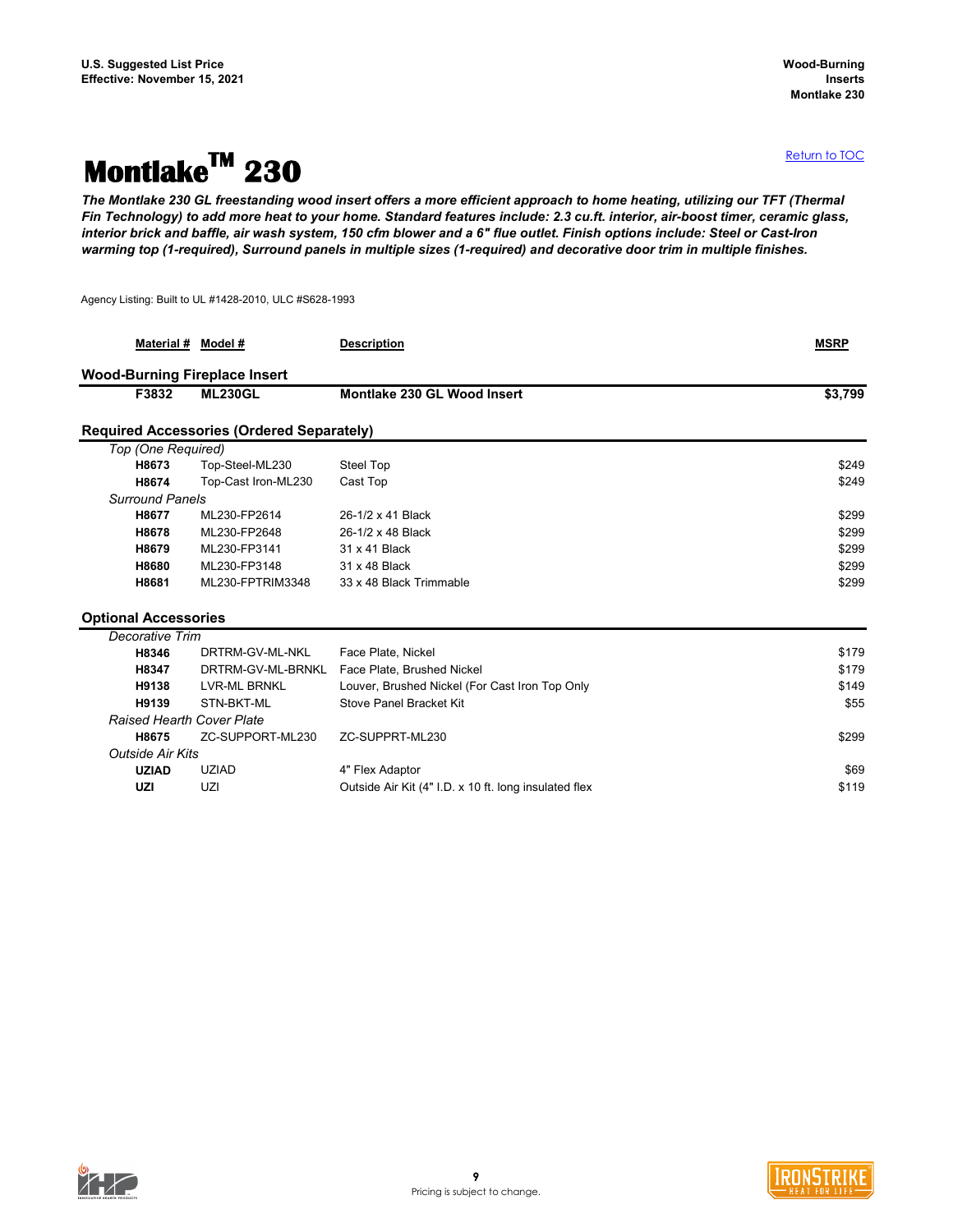# Montlake™ 230

[Return to TOC]

***The Montlake 230 GL freestanding wood insert offers a more efficient approach to home heating, utilizing our TFT (Thermal Fin Technology) to add more heat to your home. Standard features include: 2.3 cu.ft. interior, air-boost timer, ceramic glass, interior brick and baffle, air wash system, 150 cfm blower and a 6" flue outlet. Finish options include: Steel or Cast-Iron warming top (1-required), Surround panels in multiple sizes (1-required) and decorative door trim in multiple finishes.***

Agency Listing: Built to UL #1428-2010, ULC #S628-1993

| Material # | Model # | Description | MSRP |
|---|---|---|---|
| **Wood-Burning Fireplace Insert** | | | |
| **F3832** | **ML230GL** | **Montlake 230 GL Wood Insert** | **$3,799** |
| **Required Accessories (Ordered Separately)** | | | |
| *Top (One Required)* | | | |
| **H8673** | Top-Steel-ML230 | Steel Top | $249 |
| **H8674** | Top-Cast Iron-ML230 | Cast Top | $249 |
| *Surround Panels* | | | |
| **H8677** | ML230-FP2614 | 26-1/2 x 41 Black | $299 |
| **H8678** | ML230-FP2648 | 26-1/2 x 48 Black | $299 |
| **H8679** | ML230-FP3141 | 31 x 41 Black | $299 |
| **H8680** | ML230-FP3148 | 31 x 48 Black | $299 |
| **H8681** | ML230-FPTRIM3348 | 33 x 48 Black Trimmable | $299 |
| **Optional Accessories** | | | |
| *Decorative Trim* | | | |
| **H8346** | DRTRM-GV-ML-NKL | Face Plate, Nickel | $179 |
| **H8347** | DRTRM-GV-ML-BRNKL | Face Plate, Brushed Nickel | $179 |
| **H9138** | LVR-ML BRNKL | Louver, Brushed Nickel (For Cast Iron Top Only | $149 |
| **H9139** | STN-BKT-ML | Stove Panel Bracket Kit | $55 |
| *Raised Hearth Cover Plate* | | | |
| **H8675** | ZC-SUPPORT-ML230 | ZC-SUPPRT-ML230 | $299 |
| *Outside Air Kits* | | | |
| **UZIAD** | UZIAD | 4" Flex Adaptor | $69 |
| **UZI** | UZI | Outside Air Kit (4" I.D. x 10 ft. long insulated flex | $119 |

Pricing is subject to change.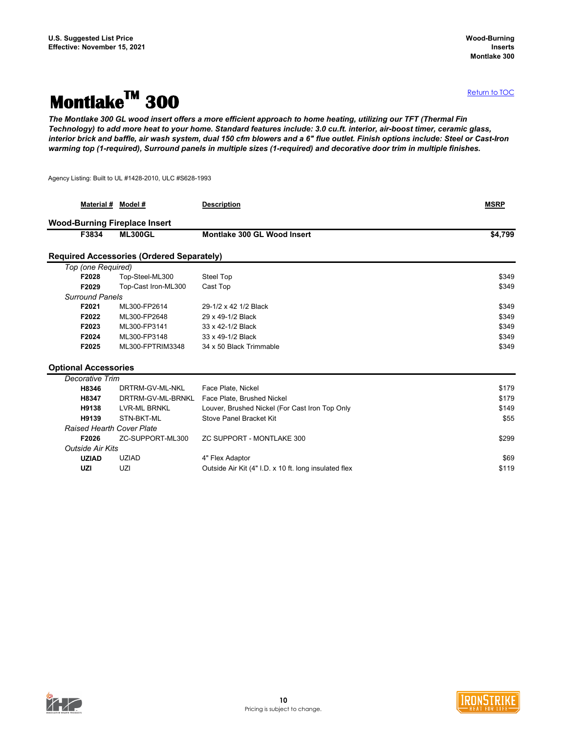U.S. Suggested List Price
Effective: November 15, 2021

Wood-Burning Inserts
Montlake 300

# Montlake™ 300

Return to TOC

***The Montlake 300 GL wood insert offers a more efficient approach to home heating, utilizing our TFT (Thermal Fin Technology) to add more heat to your home. Standard features include: 3.0 cu.ft. interior, air-boost timer, ceramic glass, interior brick and baffle, air wash system, dual 150 cfm blowers and a 6" flue outlet. Finish options include: Steel or Cast-Iron warming top (1-required), Surround panels in multiple sizes (1-required) and decorative door trim in multiple finishes.***

Agency Listing: Built to UL #1428-2010, ULC #S628-1993

| Material # | Model # | Description | MSRP |
|---|---|---|---|
| **Wood-Burning Fireplace Insert** | | | |
| **F3834** | **ML300GL** | **Montlake 300 GL Wood Insert** | **$4,799** |
| **Required Accessories (Ordered Separately)** | | | |
| *Top (one Required)* | | | |
| **F2028** | Top-Steel-ML300 | Steel Top | $349 |
| **F2029** | Top-Cast Iron-ML300 | Cast Top | $349 |
| *Surround Panels* | | | |
| **F2021** | ML300-FP2614 | 29-1/2 x 42 1/2 Black | $349 |
| **F2022** | ML300-FP2648 | 29 x 49-1/2 Black | $349 |
| **F2023** | ML300-FP3141 | 33 x 42-1/2 Black | $349 |
| **F2024** | ML300-FP3148 | 33 x 49-1/2 Black | $349 |
| **F2025** | ML300-FPTRIM3348 | 34 x 50 Black Trimmable | $349 |
| **Optional Accessories** | | | |
| *Decorative Trim* | | | |
| **H8346** | DRTRM-GV-ML-NKL | Face Plate, Nickel | $179 |
| **H8347** | DRTRM-GV-ML-BRNKL | Face Plate, Brushed Nickel | $179 |
| **H9138** | LVR-ML BRNKL | Louver, Brushed Nickel (For Cast Iron Top Only | $149 |
| **H9139** | STN-BKT-ML | Stove Panel Bracket Kit | $55 |
| *Raised Hearth Cover Plate* | | | |
| **F2026** | ZC-SUPPORT-ML300 | ZC SUPPORT - MONTLAKE 300 | $299 |
| *Outside Air Kits* | | | |
| **UZIAD** | UZIAD | 4" Flex Adaptor | $69 |
| **UZI** | UZI | Outside Air Kit (4" I.D. x 10 ft. long insulated flex | $119 |

Pricing is subject to change.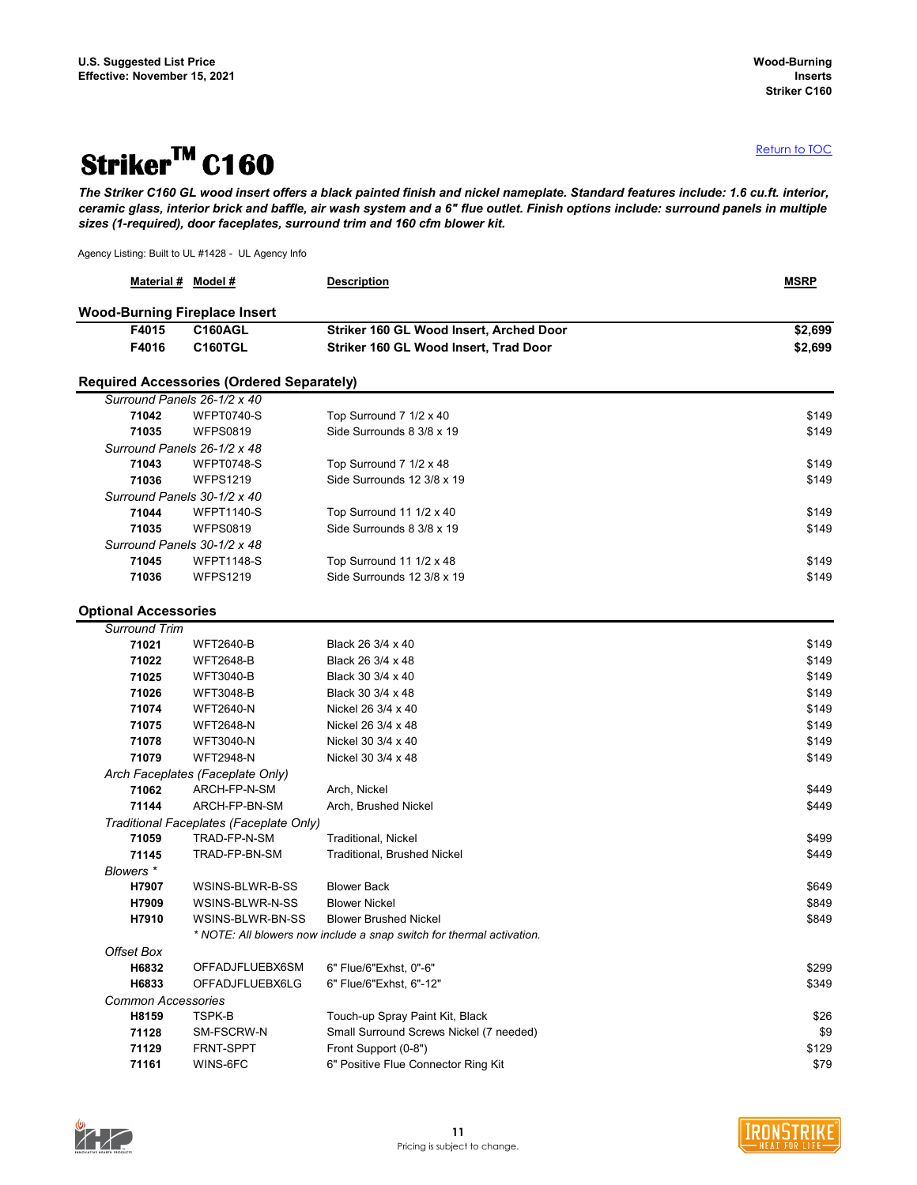# Striker™ C160

Return to TOC

***The Striker C160 GL wood insert offers a black painted finish and nickel nameplate. Standard features include: 1.6 cu.ft. interior, ceramic glass, interior brick and baffle, air wash system and a 6" flue outlet. Finish options include: surround panels in multiple sizes (1-required), door faceplates, surround trim and 160 cfm blower kit.***

Agency Listing: Built to UL #1428 - UL Agency Info

| Material # | Model # | Description | MSRP |
|---|---|---|---|
| **Wood-Burning Fireplace Insert** | | | |
| **F4015** | **C160AGL** | **Striker 160 GL Wood Insert, Arched Door** | **$2,699** |
| **F4016** | **C160TGL** | **Striker 160 GL Wood Insert, Trad Door** | **$2,699** |
| **Required Accessories (Ordered Separately)** | | | |
| *Surround Panels 26-1/2 x 40* | | | |
| 71042 | WFPT0740-S | Top Surround 7 1/2 x 40 | $149 |
| 71035 | WFPS0819 | Side Surrounds 8 3/8 x 19 | $149 |
| *Surround Panels 26-1/2 x 48* | | | |
| 71043 | WFPT0748-S | Top Surround 7 1/2 x 48 | $149 |
| 71036 | WFPS1219 | Side Surrounds 12 3/8 x 19 | $149 |
| *Surround Panels 30-1/2 x 40* | | | |
| 71044 | WFPT1140-S | Top Surround 11 1/2 x 40 | $149 |
| 71035 | WFPS0819 | Side Surrounds 8 3/8 x 19 | $149 |
| *Surround Panels 30-1/2 x 48* | | | |
| 71045 | WFPT1148-S | Top Surround 11 1/2 x 48 | $149 |
| 71036 | WFPS1219 | Side Surrounds 12 3/8 x 19 | $149 |
| **Optional Accessories** | | | |
| *Surround Trim* | | | |
| 71021 | WFT2640-B | Black 26 3/4 x 40 | $149 |
| 71022 | WFT2648-B | Black 26 3/4 x 48 | $149 |
| 71025 | WFT3040-B | Black 30 3/4 x 40 | $149 |
| 71026 | WFT3048-B | Black 30 3/4 x 48 | $149 |
| 71074 | WFT2640-N | Nickel 26 3/4 x 40 | $149 |
| 71075 | WFT2648-N | Nickel 26 3/4 x 48 | $149 |
| 71078 | WFT3040-N | Nickel 30 3/4 x 40 | $149 |
| 71079 | WFT2948-N | Nickel 30 3/4 x 48 | $149 |
| *Arch Faceplates (Faceplate Only)* | | | |
| 71062 | ARCH-FP-N-SM | Arch, Nickel | $449 |
| 71144 | ARCH-FP-BN-SM | Arch, Brushed Nickel | $449 |
| *Traditional Faceplates (Faceplate Only)* | | | |
| 71059 | TRAD-FP-N-SM | Traditional, Nickel | $499 |
| 71145 | TRAD-FP-BN-SM | Traditional, Brushed Nickel | $449 |
| *Blowers \** | | | |
| H7907 | WSINS-BLWR-B-SS | Blower Back | $649 |
| H7909 | WSINS-BLWR-N-SS | Blower Nickel | $849 |
| H7910 | WSINS-BLWR-BN-SS | Blower Brushed Nickel | $849 |
| | *\* NOTE: All blowers now include a snap switch for thermal activation.* | | |
| *Offset Box* | | | |
| H6832 | OFFADJFLUEBX6SM | 6" Flue/6"Exhst, 0"-6" | $299 |
| H6833 | OFFADJFLUEBX6LG | 6" Flue/6"Exhst, 6"-12" | $349 |
| *Common Accessories* | | | |
| H8159 | TSPK-B | Touch-up Spray Paint Kit, Black | $26 |
| 71128 | SM-FSCRW-N | Small Surround Screws Nickel (7 needed) | $9 |
| 71129 | FRNT-SPPT | Front Support (0-8") | $129 |
| 71161 | WINS-6FC | 6" Positive Flue Connector Ring Kit | $79 |

Pricing is subject to change.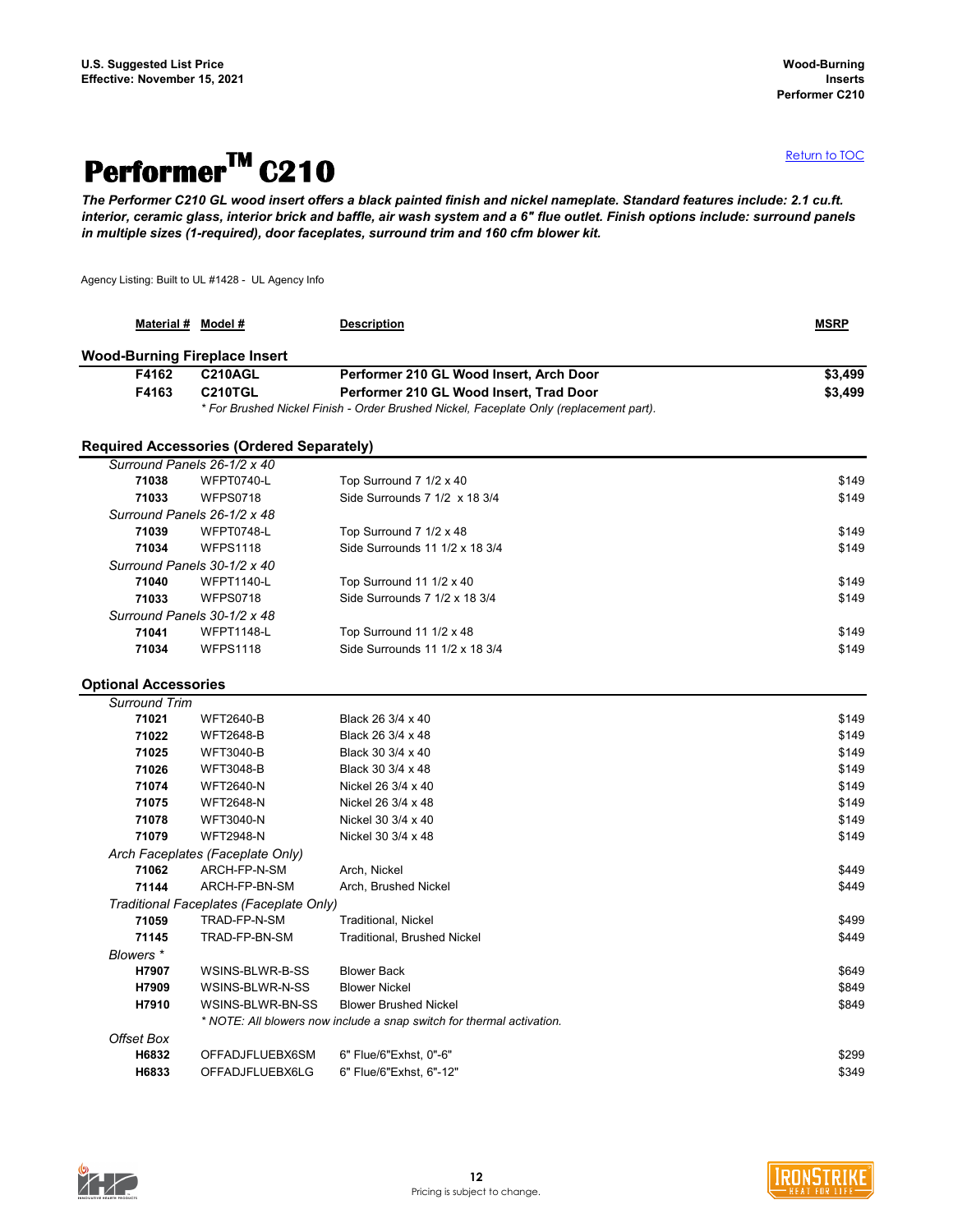# Performer™ C210

Return to TOC

***The Performer C210 GL wood insert offers a black painted finish and nickel nameplate. Standard features include: 2.1 cu.ft. interior, ceramic glass, interior brick and baffle, air wash system and a 6" flue outlet. Finish options include: surround panels in multiple sizes (1-required), door faceplates, surround trim and 160 cfm blower kit.***

Agency Listing: Built to UL #1428 - UL Agency Info

| Material # | Model # | Description | MSRP |
|---|---|---|---|
| **Wood-Burning Fireplace Insert** | | | |
| **F4162** | **C210AGL** | **Performer 210 GL Wood Insert, Arch Door** | **$3,499** |
| **F4163** | **C210TGL** | **Performer 210 GL Wood Insert, Trad Door** | **$3,499** |
| | *\* For Brushed Nickel Finish - Order Brushed Nickel, Faceplate Only (replacement part).* | | |
| **Required Accessories (Ordered Separately)** | | | |
| *Surround Panels 26-1/2 x 40* | | | |
| **71038** | WFPT0740-L | Top Surround 7 1/2 x 40 | $149 |
| **71033** | WFPS0718 | Side Surrounds 7 1/2 x 18 3/4 | $149 |
| *Surround Panels 26-1/2 x 48* | | | |
| **71039** | WFPT0748-L | Top Surround 7 1/2 x 48 | $149 |
| **71034** | WFPS1118 | Side Surrounds 11 1/2 x 18 3/4 | $149 |
| *Surround Panels 30-1/2 x 40* | | | |
| **71040** | WFPT1140-L | Top Surround 11 1/2 x 40 | $149 |
| **71033** | WFPS0718 | Side Surrounds 7 1/2 x 18 3/4 | $149 |
| *Surround Panels 30-1/2 x 48* | | | |
| **71041** | WFPT1148-L | Top Surround 11 1/2 x 48 | $149 |
| **71034** | WFPS1118 | Side Surrounds 11 1/2 x 18 3/4 | $149 |
| **Optional Accessories** | | | |
| *Surround Trim* | | | |
| **71021** | WFT2640-B | Black 26 3/4 x 40 | $149 |
| **71022** | WFT2648-B | Black 26 3/4 x 48 | $149 |
| **71025** | WFT3040-B | Black 30 3/4 x 40 | $149 |
| **71026** | WFT3048-B | Black 30 3/4 x 48 | $149 |
| **71074** | WFT2640-N | Nickel 26 3/4 x 40 | $149 |
| **71075** | WFT2648-N | Nickel 26 3/4 x 48 | $149 |
| **71078** | WFT3040-N | Nickel 30 3/4 x 40 | $149 |
| **71079** | WFT2948-N | Nickel 30 3/4 x 48 | $149 |
| *Arch Faceplates (Faceplate Only)* | | | |
| **71062** | ARCH-FP-N-SM | Arch, Nickel | $449 |
| **71144** | ARCH-FP-BN-SM | Arch, Brushed Nickel | $449 |
| *Traditional Faceplates (Faceplate Only)* | | | |
| **71059** | TRAD-FP-N-SM | Traditional, Nickel | $499 |
| **71145** | TRAD-FP-BN-SM | Traditional, Brushed Nickel | $449 |
| *Blowers \** | | | |
| **H7907** | WSINS-BLWR-B-SS | Blower Back | $649 |
| **H7909** | WSINS-BLWR-N-SS | Blower Nickel | $849 |
| **H7910** | WSINS-BLWR-BN-SS | Blower Brushed Nickel | $849 |
| | *\* NOTE: All blowers now include a snap switch for thermal activation.* | | |
| *Offset Box* | | | |
| **H6832** | OFFADJFLUEBX6SM | 6" Flue/6"Exhst, 0"-6" | $299 |
| **H6833** | OFFADJFLUEBX6LG | 6" Flue/6"Exhst, 6"-12" | $349 |

Pricing is subject to change.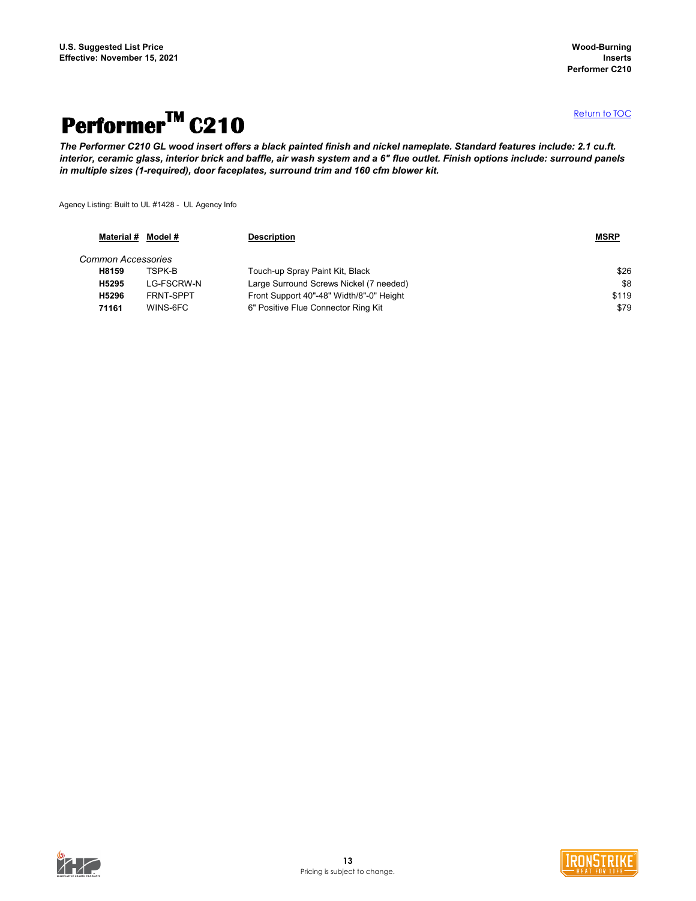# Performer™ C210

Return to TOC

***The Performer C210 GL wood insert offers a black painted finish and nickel nameplate. Standard features include: 2.1 cu.ft. interior, ceramic glass, interior brick and baffle, air wash system and a 6" flue outlet. Finish options include: surround panels in multiple sizes (1-required), door faceplates, surround trim and 160 cfm blower kit.***

Agency Listing: Built to UL #1428 - UL Agency Info

| Material # | Model # | Description | MSRP |
|---|---|---|---|
| *Common Accessories* | | | |
| **H8159** | TSPK-B | Touch-up Spray Paint Kit, Black | $26 |
| **H5295** | LG-FSCRW-N | Large Surround Screws Nickel (7 needed) | $8 |
| **H5296** | FRNT-SPPT | Front Support 40"-48" Width/8"-0" Height | $119 |
| **71161** | WINS-6FC | 6" Positive Flue Connector Ring Kit | $79 |

Pricing is subject to change.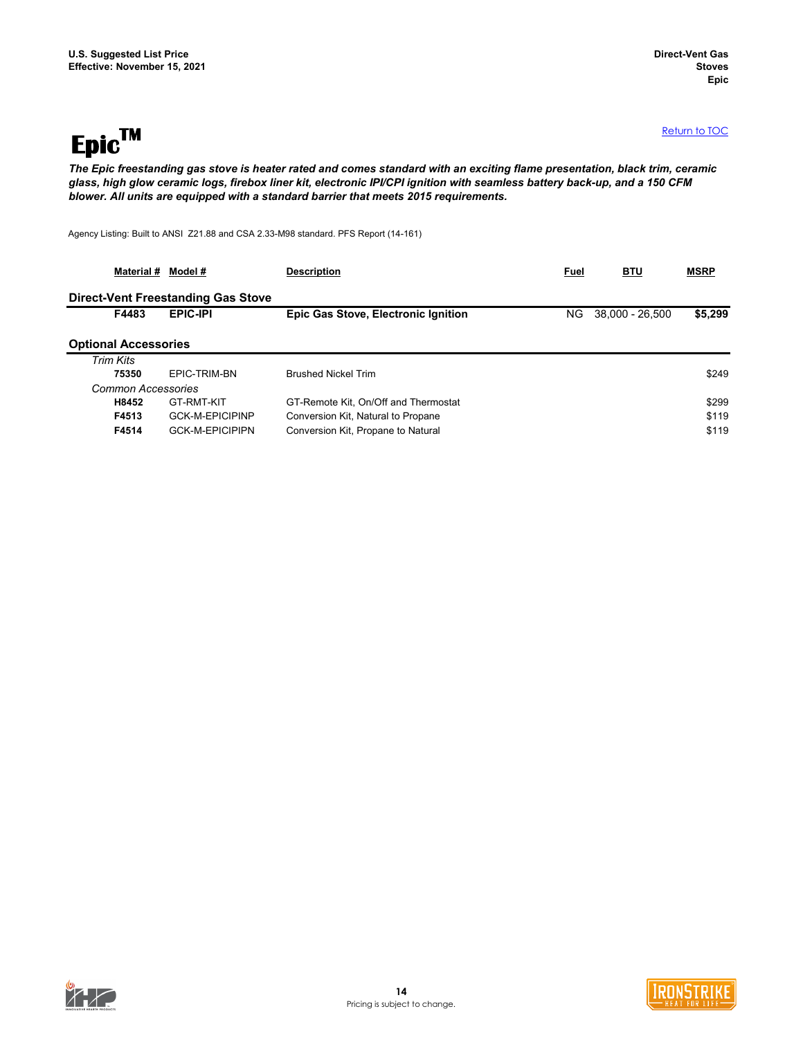U.S. Suggested List Price
Effective: November 15, 2021

Direct-Vent Gas Stoves
Epic

# Epic™

Return to TOC

***The Epic freestanding gas stove is heater rated and comes standard with an exciting flame presentation, black trim, ceramic glass, high glow ceramic logs, firebox liner kit, electronic IPI/CPI ignition with seamless battery back-up, and a 150 CFM blower. All units are equipped with a standard barrier that meets 2015 requirements.***

Agency Listing: Built to ANSI Z21.88 and CSA 2.33-M98 standard. PFS Report (14-161)

| Material # | Model # | Description | Fuel | BTU | MSRP |
|---|---|---|---|---|---|
| **Direct-Vent Freestanding Gas Stove** | | | | | |
| **F4483** | **EPIC-IPI** | **Epic Gas Stove, Electronic Ignition** | NG | 38,000 - 26,500 | **$5,299** |
| **Optional Accessories** | | | | | |
| *Trim Kits* | | | | | |
| **75350** | EPIC-TRIM-BN | Brushed Nickel Trim | | | $249 |
| *Common Accessories* | | | | | |
| **H8452** | GT-RMT-KIT | GT-Remote Kit, On/Off and Thermostat | | | $299 |
| **F4513** | GCK-M-EPICIPINP | Conversion Kit, Natural to Propane | | | $119 |
| **F4514** | GCK-M-EPICIPIPN | Conversion Kit, Propane to Natural | | | $119 |

Pricing is subject to change.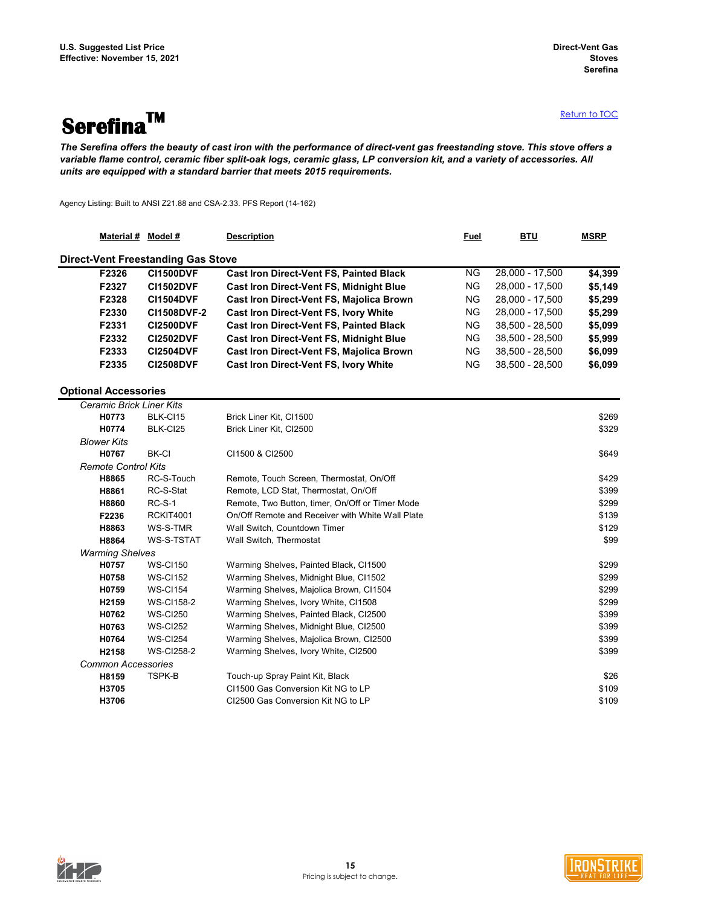Return to TOC

# Serefina™

***The Serefina offers the beauty of cast iron with the performance of direct-vent gas freestanding stove. This stove offers a variable flame control, ceramic fiber split-oak logs, ceramic glass, LP conversion kit, and a variety of accessories. All units are equipped with a standard barrier that meets 2015 requirements.***

Agency Listing: Built to ANSI Z21.88 and CSA-2.33. PFS Report (14-162)

| Material # | Model # | Description | Fuel | BTU | MSRP |
|---|---|---|---|---|---|
| **Direct-Vent Freestanding Gas Stove** | | | | | |
| **F2326** | **CI1500DVF** | **Cast Iron Direct-Vent FS, Painted Black** | NG | 28,000 - 17,500 | **$4,399** |
| **F2327** | **CI1502DVF** | **Cast Iron Direct-Vent FS, Midnight Blue** | NG | 28,000 - 17,500 | **$5,149** |
| **F2328** | **CI1504DVF** | **Cast Iron Direct-Vent FS, Majolica Brown** | NG | 28,000 - 17,500 | **$5,299** |
| **F2330** | **CI1508DVF-2** | **Cast Iron Direct-Vent FS, Ivory White** | NG | 28,000 - 17,500 | **$5,299** |
| **F2331** | **CI2500DVF** | **Cast Iron Direct-Vent FS, Painted Black** | NG | 38,500 - 28,500 | **$5,099** |
| **F2332** | **CI2502DVF** | **Cast Iron Direct-Vent FS, Midnight Blue** | NG | 38,500 - 28,500 | **$5,999** |
| **F2333** | **CI2504DVF** | **Cast Iron Direct-Vent FS, Majolica Brown** | NG | 38,500 - 28,500 | **$6,099** |
| **F2335** | **CI2508DVF** | **Cast Iron Direct-Vent FS, Ivory White** | NG | 38,500 - 28,500 | **$6,099** |

| Material # | Model # | Description | MSRP |
|---|---|---|---|
| **Optional Accessories** | | | |
| *Ceramic Brick Liner Kits* | | | |
| **H0773** | BLK-CI15 | Brick Liner Kit, CI1500 | $269 |
| **H0774** | BLK-CI25 | Brick Liner Kit, CI2500 | $329 |
| *Blower Kits* | | | |
| **H0767** | BK-CI | CI1500 & CI2500 | $649 |
| *Remote Control Kits* | | | |
| **H8865** | RC-S-Touch | Remote, Touch Screen, Thermostat, On/Off | $429 |
| **H8861** | RC-S-Stat | Remote, LCD Stat, Thermostat, On/Off | $399 |
| **H8860** | RC-S-1 | Remote, Two Button, timer, On/Off or Timer Mode | $299 |
| **F2236** | RCKIT4001 | On/Off Remote and Receiver with White Wall Plate | $139 |
| **H8863** | WS-S-TMR | Wall Switch, Countdown Timer | $129 |
| **H8864** | WS-S-TSTAT | Wall Switch, Thermostat | $99 |
| *Warming Shelves* | | | |
| **H0757** | WS-CI150 | Warming Shelves, Painted Black, CI1500 | $299 |
| **H0758** | WS-CI152 | Warming Shelves, Midnight Blue, CI1502 | $299 |
| **H0759** | WS-CI154 | Warming Shelves, Majolica Brown, CI1504 | $299 |
| **H2159** | WS-CI158-2 | Warming Shelves, Ivory White, CI1508 | $299 |
| **H0762** | WS-CI250 | Warming Shelves, Painted Black, CI2500 | $399 |
| **H0763** | WS-CI252 | Warming Shelves, Midnight Blue, CI2500 | $399 |
| **H0764** | WS-CI254 | Warming Shelves, Majolica Brown, CI2500 | $399 |
| **H2158** | WS-CI258-2 | Warming Shelves, Ivory White, CI2500 | $399 |
| *Common Accessories* | | | |
| **H8159** | TSPK-B | Touch-up Spray Paint Kit, Black | $26 |
| **H3705** | | CI1500 Gas Conversion Kit NG to LP | $109 |
| **H3706** | | CI2500 Gas Conversion Kit NG to LP | $109 |

Pricing is subject to change.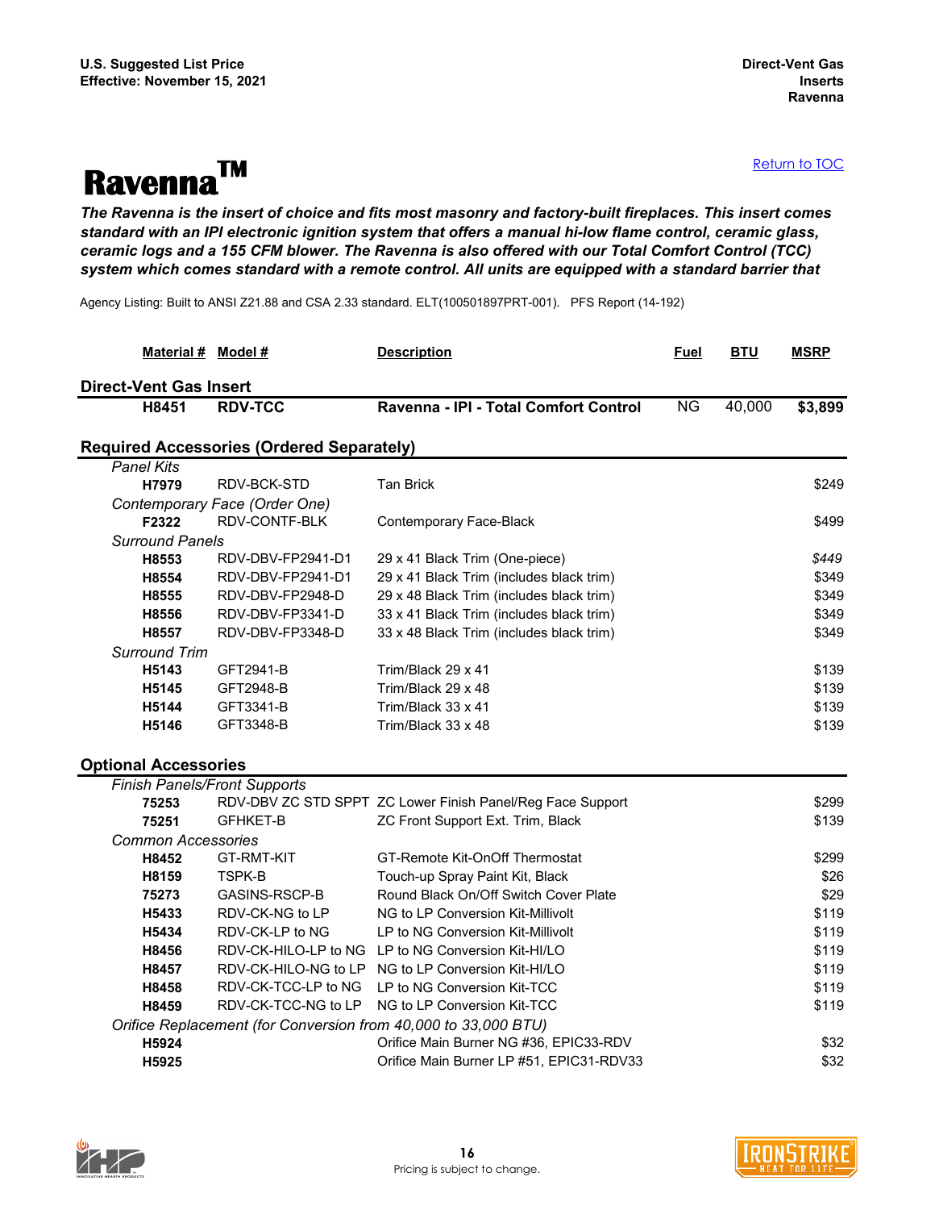Return to TOC

# Ravenna™

***The Ravenna is the insert of choice and fits most masonry and factory-built fireplaces. This insert comes standard with an IPI electronic ignition system that offers a manual hi-low flame control, ceramic glass, ceramic logs and a 155 CFM blower. The Ravenna is also offered with our Total Comfort Control (TCC) system which comes standard with a remote control. All units are equipped with a standard barrier that***

Agency Listing: Built to ANSI Z21.88 and CSA 2.33 standard. ELT(100501897PRT-001). PFS Report (14-192)

| Material # | Model # | Description | Fuel | BTU | MSRP |
|---|---|---|---|---|---|
| **Direct-Vent Gas Insert** | | | | | |
| **H8451** | **RDV-TCC** | **Ravenna - IPI - Total Comfort Control** | NG | 40,000 | **$3,899** |
| **Required Accessories (Ordered Separately)** | | | | | |
| *Panel Kits* | | | | | |
| **H7979** | RDV-BCK-STD | Tan Brick | | | $249 |
| *Contemporary Face (Order One)* | | | | | |
| **F2322** | RDV-CONTF-BLK | Contemporary Face-Black | | | $499 |
| *Surround Panels* | | | | | |
| **H8553** | RDV-DBV-FP2941-D1 | 29 x 41 Black Trim (One-piece) | | | *$449* |
| **H8554** | RDV-DBV-FP2941-D1 | 29 x 41 Black Trim (includes black trim) | | | $349 |
| **H8555** | RDV-DBV-FP2948-D | 29 x 48 Black Trim (includes black trim) | | | $349 |
| **H8556** | RDV-DBV-FP3341-D | 33 x 41 Black Trim (includes black trim) | | | $349 |
| **H8557** | RDV-DBV-FP3348-D | 33 x 48 Black Trim (includes black trim) | | | $349 |
| *Surround Trim* | | | | | |
| **H5143** | GFT2941-B | Trim/Black 29 x 41 | | | $139 |
| **H5145** | GFT2948-B | Trim/Black 29 x 48 | | | $139 |
| **H5144** | GFT3341-B | Trim/Black 33 x 41 | | | $139 |
| **H5146** | GFT3348-B | Trim/Black 33 x 48 | | | $139 |
| **Optional Accessories** | | | | | |
| *Finish Panels/Front Supports* | | | | | |
| **75253** | RDV-DBV ZC STD SPPT | ZC Lower Finish Panel/Reg Face Support | | | $299 |
| **75251** | GFHKET-B | ZC Front Support Ext. Trim, Black | | | $139 |
| *Common Accessories* | | | | | |
| **H8452** | GT-RMT-KIT | GT-Remote Kit-OnOff Thermostat | | | $299 |
| **H8159** | TSPK-B | Touch-up Spray Paint Kit, Black | | | $26 |
| **75273** | GASINS-RSCP-B | Round Black On/Off Switch Cover Plate | | | $29 |
| **H5433** | RDV-CK-NG to LP | NG to LP Conversion Kit-Millivolt | | | $119 |
| **H5434** | RDV-CK-LP to NG | LP to NG Conversion Kit-Millivolt | | | $119 |
| **H8456** | RDV-CK-HILO-LP to NG | LP to NG Conversion Kit-HI/LO | | | $119 |
| **H8457** | RDV-CK-HILO-NG to LP | NG to LP Conversion Kit-HI/LO | | | $119 |
| **H8458** | RDV-CK-TCC-LP to NG | LP to NG Conversion Kit-TCC | | | $119 |
| **H8459** | RDV-CK-TCC-NG to LP | NG to LP Conversion Kit-TCC | | | $119 |
| *Orifice Replacement (for Conversion from 40,000 to 33,000 BTU)* | | | | | |
| **H5924** | | Orifice Main Burner NG #36, EPIC33-RDV | | | $32 |
| **H5925** | | Orifice Main Burner LP #51, EPIC31-RDV33 | | | $32 |

Pricing is subject to change.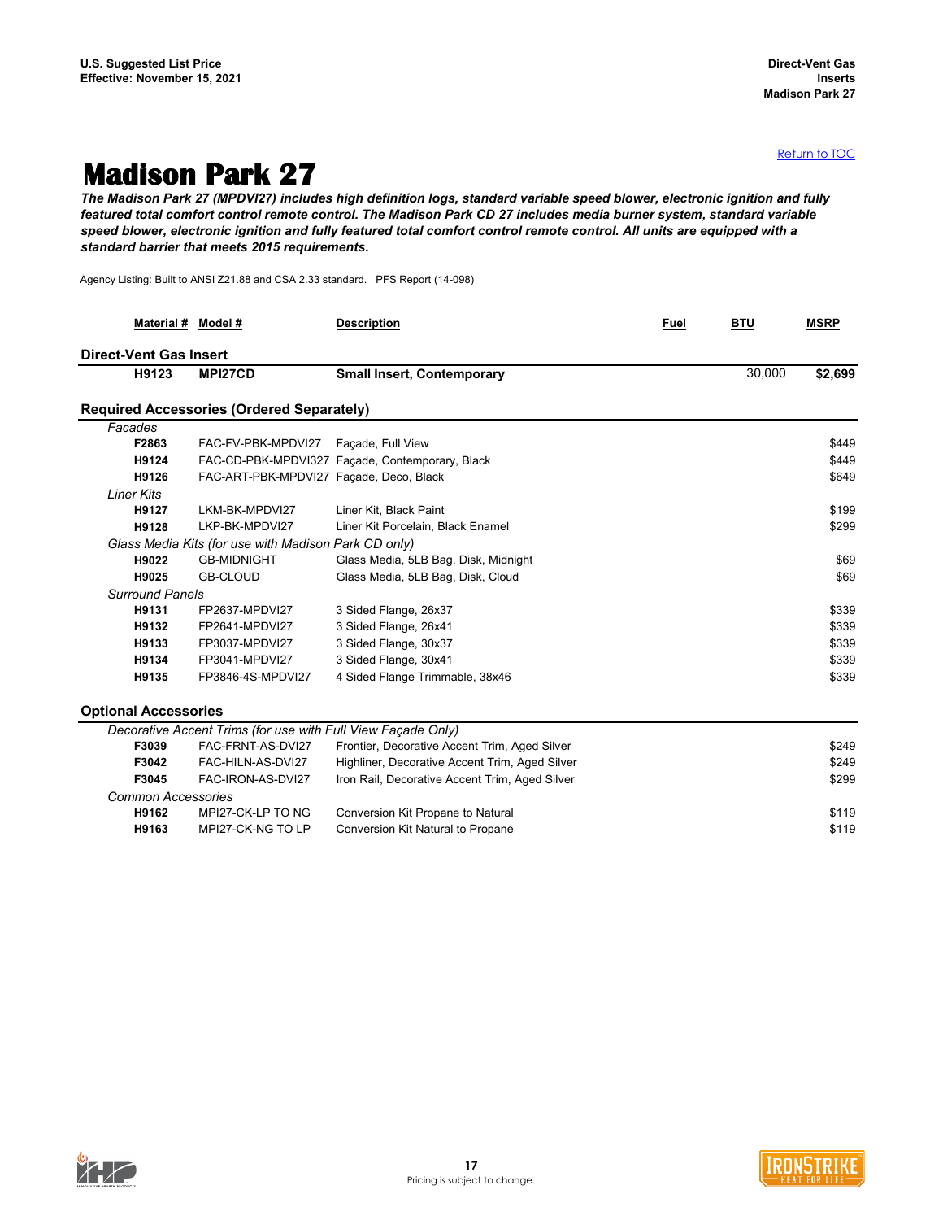[Return to TOC]

# Madison Park 27

***The Madison Park 27 (MPDVI27) includes high definition logs, standard variable speed blower, electronic ignition and fully featured total comfort control remote control. The Madison Park CD 27 includes media burner system, standard variable speed blower, electronic ignition and fully featured total comfort control remote control. All units are equipped with a standard barrier that meets 2015 requirements.***

Agency Listing: Built to ANSI Z21.88 and CSA 2.33 standard. PFS Report (14-098)

| Material # | Model # | Description | Fuel | BTU | MSRP |
|---|---|---|---|---|---|
| **Direct-Vent Gas Insert** | | | | | |
| **H9123** | **MPI27CD** | **Small Insert, Contemporary** | | 30,000 | **$2,699** |
| **Required Accessories (Ordered Separately)** | | | | | |
| *Facades* | | | | | |
| **F2863** | FAC-FV-PBK-MPDVI27 | Façade, Full View | | | $449 |
| **H9124** | FAC-CD-PBK-MPDVI327 | Façade, Contemporary, Black | | | $449 |
| **H9126** | FAC-ART-PBK-MPDVI27 | Façade, Deco, Black | | | $649 |
| *Liner Kits* | | | | | |
| **H9127** | LKM-BK-MPDVI27 | Liner Kit, Black Paint | | | $199 |
| **H9128** | LKP-BK-MPDVI27 | Liner Kit Porcelain, Black Enamel | | | $299 |
| *Glass Media Kits (for use with Madison Park CD only)* | | | | | |
| **H9022** | GB-MIDNIGHT | Glass Media, 5LB Bag, Disk, Midnight | | | $69 |
| **H9025** | GB-CLOUD | Glass Media, 5LB Bag, Disk, Cloud | | | $69 |
| *Surround Panels* | | | | | |
| **H9131** | FP2637-MPDVI27 | 3 Sided Flange, 26x37 | | | $339 |
| **H9132** | FP2641-MPDVI27 | 3 Sided Flange, 26x41 | | | $339 |
| **H9133** | FP3037-MPDVI27 | 3 Sided Flange, 30x37 | | | $339 |
| **H9134** | FP3041-MPDVI27 | 3 Sided Flange, 30x41 | | | $339 |
| **H9135** | FP3846-4S-MPDVI27 | 4 Sided Flange Trimmable, 38x46 | | | $339 |
| **Optional Accessories** | | | | | |
| *Decorative Accent Trims (for use with Full View Façade Only)* | | | | | |
| **F3039** | FAC-FRNT-AS-DVI27 | Frontier, Decorative Accent Trim, Aged Silver | | | $249 |
| **F3042** | FAC-HILN-AS-DVI27 | Highliner, Decorative Accent Trim, Aged Silver | | | $249 |
| **F3045** | FAC-IRON-AS-DVI27 | Iron Rail, Decorative Accent Trim, Aged Silver | | | $299 |
| *Common Accessories* | | | | | |
| **H9162** | MPI27-CK-LP TO NG | Conversion Kit Propane to Natural | | | $119 |
| **H9163** | MPI27-CK-NG TO LP | Conversion Kit Natural to Propane | | | $119 |

Pricing is subject to change.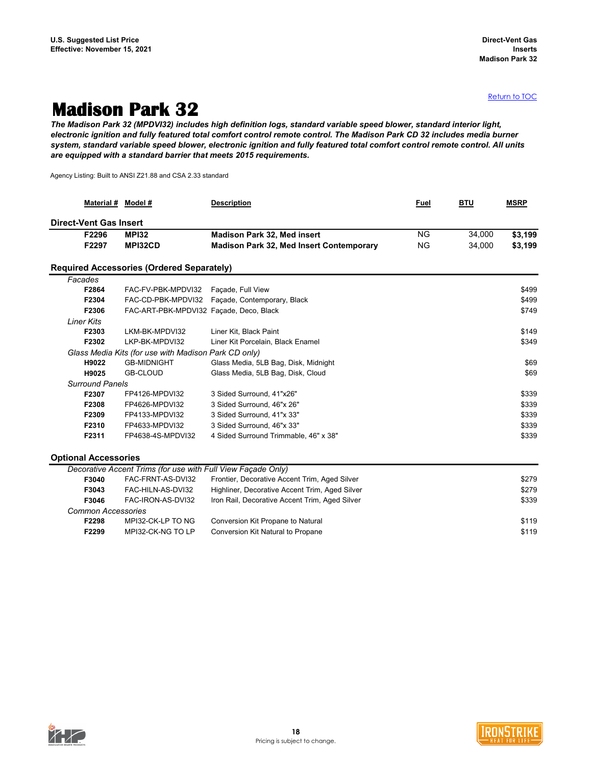[Return to TOC](#)

# Madison Park 32

***The Madison Park 32 (MPDVI32) includes high definition logs, standard variable speed blower, standard interior light, electronic ignition and fully featured total comfort control remote control. The Madison Park CD 32 includes media burner system, standard variable speed blower, electronic ignition and fully featured total comfort control remote control. All units are equipped with a standard barrier that meets 2015 requirements.***

Agency Listing: Built to ANSI Z21.88 and CSA 2.33 standard

| Material # | Model # | Description | Fuel | BTU | MSRP |
|---|---|---|---|---|---|
| **Direct-Vent Gas Insert** | | | | | |
| **F2296** | **MPI32** | **Madison Park 32, Med insert** | NG | 34,000 | **$3,199** |
| **F2297** | **MPI32CD** | **Madison Park 32, Med Insert Contemporary** | NG | 34,000 | **$3,199** |
| **Required Accessories (Ordered Separately)** | | | | | |
| *Facades* | | | | | |
| **F2864** | FAC-FV-PBK-MPDVI32 | Façade, Full View | | | $499 |
| **F2304** | FAC-CD-PBK-MPDVI32 | Façade, Contemporary, Black | | | $499 |
| **F2306** | FAC-ART-PBK-MPDVI32 | Façade, Deco, Black | | | $749 |
| *Liner Kits* | | | | | |
| **F2303** | LKM-BK-MPDVI32 | Liner Kit, Black Paint | | | $149 |
| **F2302** | LKP-BK-MPDVI32 | Liner Kit Porcelain, Black Enamel | | | $349 |
| *Glass Media Kits (for use with Madison Park CD only)* | | | | | |
| **H9022** | GB-MIDNIGHT | Glass Media, 5LB Bag, Disk, Midnight | | | $69 |
| **H9025** | GB-CLOUD | Glass Media, 5LB Bag, Disk, Cloud | | | $69 |
| *Surround Panels* | | | | | |
| **F2307** | FP4126-MPDVI32 | 3 Sided Surround, 41"x26" | | | $339 |
| **F2308** | FP4626-MPDVI32 | 3 Sided Surround, 46"x 26" | | | $339 |
| **F2309** | FP4133-MPDVI32 | 3 Sided Surround, 41"x 33" | | | $339 |
| **F2310** | FP4633-MPDVI32 | 3 Sided Surround, 46"x 33" | | | $339 |
| **F2311** | FP4638-4S-MPDVI32 | 4 Sided Surround Trimmable, 46" x 38" | | | $339 |
| **Optional Accessories** | | | | | |
| *Decorative Accent Trims (for use with Full View Façade Only)* | | | | | |
| **F3040** | FAC-FRNT-AS-DVI32 | Frontier, Decorative Accent Trim, Aged Silver | | | $279 |
| **F3043** | FAC-HILN-AS-DVI32 | Highliner, Decorative Accent Trim, Aged Silver | | | $279 |
| **F3046** | FAC-IRON-AS-DVI32 | Iron Rail, Decorative Accent Trim, Aged Silver | | | $339 |
| *Common Accessories* | | | | | |
| **F2298** | MPI32-CK-LP TO NG | Conversion Kit Propane to Natural | | | $119 |
| **F2299** | MPI32-CK-NG TO LP | Conversion Kit Natural to Propane | | | $119 |

Pricing is subject to change.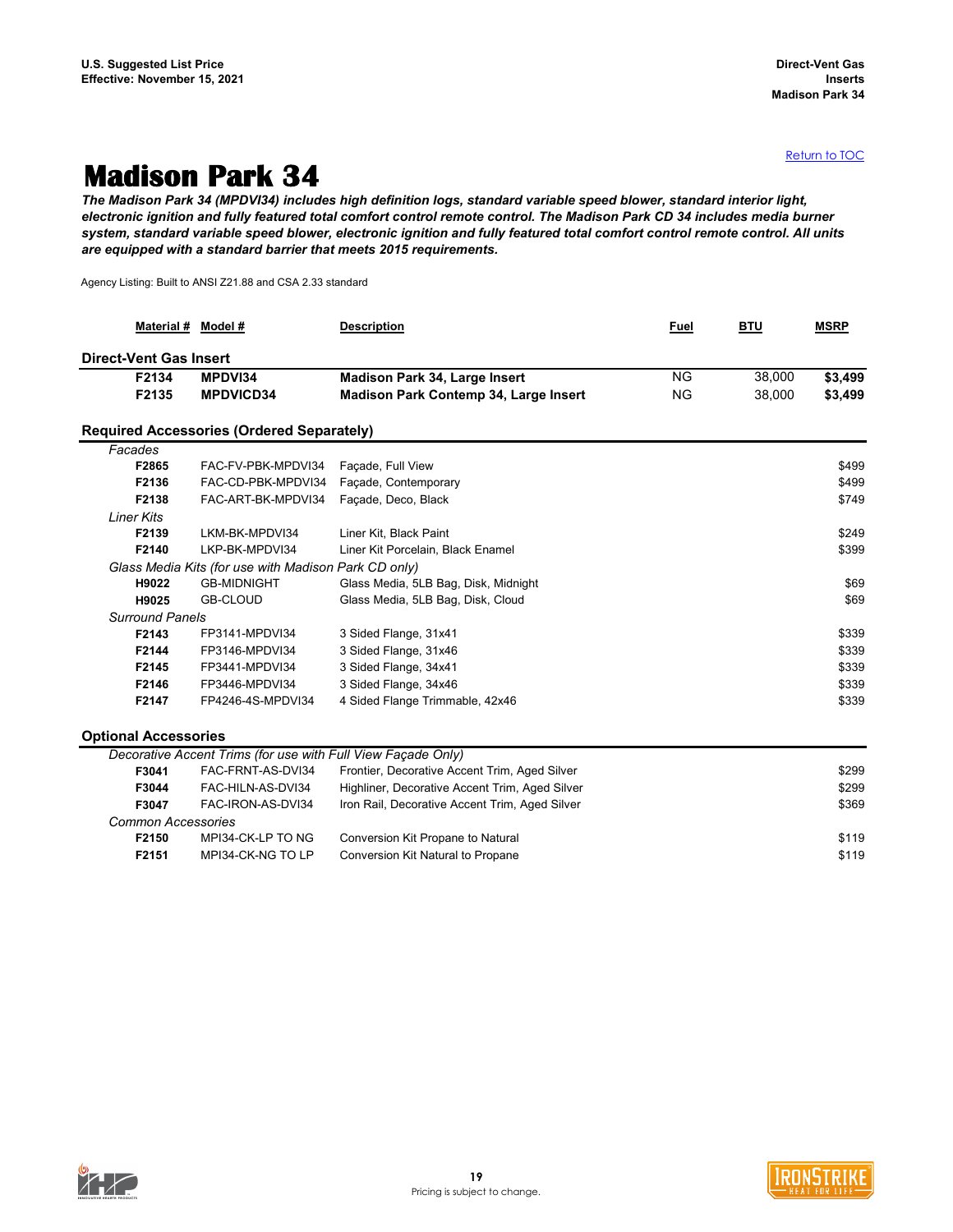# Madison Park 34

***The Madison Park 34 (MPDVI34) includes high definition logs, standard variable speed blower, standard interior light, electronic ignition and fully featured total comfort control remote control. The Madison Park CD 34 includes media burner system, standard variable speed blower, electronic ignition and fully featured total comfort control remote control. All units are equipped with a standard barrier that meets 2015 requirements.***

Agency Listing: Built to ANSI Z21.88 and CSA 2.33 standard

| Material # | Model # | Description | Fuel | BTU | MSRP |
|---|---|---|---|---|---|
| **Direct-Vent Gas Insert** | | | | | |
| **F2134** | **MPDVI34** | **Madison Park 34, Large Insert** | NG | 38,000 | **$3,499** |
| **F2135** | **MPDVICD34** | **Madison Park Contemp 34, Large Insert** | NG | 38,000 | **$3,499** |
| **Required Accessories (Ordered Separately)** | | | | | |
| *Facades* | | | | | |
| **F2865** | FAC-FV-PBK-MPDVI34 | Façade, Full View | | | $499 |
| **F2136** | FAC-CD-PBK-MPDVI34 | Façade, Contemporary | | | $499 |
| **F2138** | FAC-ART-BK-MPDVI34 | Façade, Deco, Black | | | $749 |
| *Liner Kits* | | | | | |
| **F2139** | LKM-BK-MPDVI34 | Liner Kit, Black Paint | | | $249 |
| **F2140** | LKP-BK-MPDVI34 | Liner Kit Porcelain, Black Enamel | | | $399 |
| *Glass Media Kits (for use with Madison Park CD only)* | | | | | |
| **H9022** | GB-MIDNIGHT | Glass Media, 5LB Bag, Disk, Midnight | | | $69 |
| **H9025** | GB-CLOUD | Glass Media, 5LB Bag, Disk, Cloud | | | $69 |
| *Surround Panels* | | | | | |
| **F2143** | FP3141-MPDVI34 | 3 Sided Flange, 31x41 | | | $339 |
| **F2144** | FP3146-MPDVI34 | 3 Sided Flange, 31x46 | | | $339 |
| **F2145** | FP3441-MPDVI34 | 3 Sided Flange, 34x41 | | | $339 |
| **F2146** | FP3446-MPDVI34 | 3 Sided Flange, 34x46 | | | $339 |
| **F2147** | FP4246-4S-MPDVI34 | 4 Sided Flange Trimmable, 42x46 | | | $339 |
| **Optional Accessories** | | | | | |
| *Decorative Accent Trims (for use with Full View Façade Only)* | | | | | |
| **F3041** | FAC-FRNT-AS-DVI34 | Frontier, Decorative Accent Trim, Aged Silver | | | $299 |
| **F3044** | FAC-HILN-AS-DVI34 | Highliner, Decorative Accent Trim, Aged Silver | | | $299 |
| **F3047** | FAC-IRON-AS-DVI34 | Iron Rail, Decorative Accent Trim, Aged Silver | | | $369 |
| *Common Accessories* | | | | | |
| **F2150** | MPI34-CK-LP TO NG | Conversion Kit Propane to Natural | | | $119 |
| **F2151** | MPI34-CK-NG TO LP | Conversion Kit Natural to Propane | | | $119 |

Pricing is subject to change.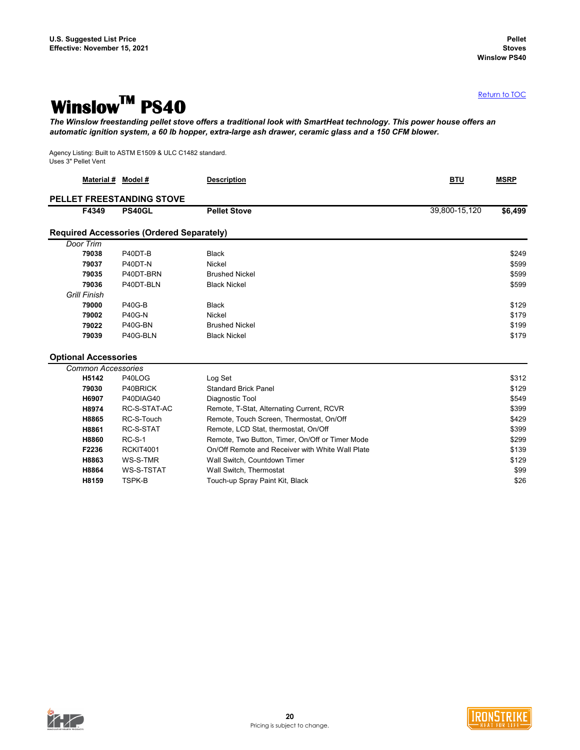[Return to TOC](#)

# Winslow™ PS40

***The Winslow freestanding pellet stove offers a traditional look with SmartHeat technology. This power house offers an automatic ignition system, a 60 lb hopper, extra-large ash drawer, ceramic glass and a 150 CFM blower.***

Agency Listing: Built to ASTM E1509 & ULC C1482 standard.
Uses 3" Pellet Vent

| Material # | Model # | Description | BTU | MSRP |
|---|---|---|---|---|
| **PELLET FREESTANDING STOVE** | | | | |
| **F4349** | **PS40GL** | **Pellet Stove** | 39,800-15,120 | **$6,499** |
| **Required Accessories (Ordered Separately)** | | | | |
| *Door Trim* | | | | |
| **79038** | P40DT-B | Black | | $249 |
| **79037** | P40DT-N | Nickel | | $599 |
| **79035** | P40DT-BRN | Brushed Nickel | | $599 |
| **79036** | P40DT-BLN | Black Nickel | | $599 |
| *Grill Finish* | | | | |
| **79000** | P40G-B | Black | | $129 |
| **79002** | P40G-N | Nickel | | $179 |
| **79022** | P40G-BN | Brushed Nickel | | $199 |
| **79039** | P40G-BLN | Black Nickel | | $179 |
| **Optional Accessories** | | | | |
| *Common Accessories* | | | | |
| **H5142** | P40LOG | Log Set | | $312 |
| **79030** | P40BRICK | Standard Brick Panel | | $129 |
| **H6907** | P40DIAG40 | Diagnostic Tool | | $549 |
| **H8974** | RC-S-STAT-AC | Remote, T-Stat, Alternating Current, RCVR | | $399 |
| **H8865** | RC-S-Touch | Remote, Touch Screen, Thermostat, On/Off | | $429 |
| **H8861** | RC-S-STAT | Remote, LCD Stat, thermostat, On/Off | | $399 |
| **H8860** | RC-S-1 | Remote, Two Button, Timer, On/Off or Timer Mode | | $299 |
| **F2236** | RCKIT4001 | On/Off Remote and Receiver with White Wall Plate | | $139 |
| **H8863** | WS-S-TMR | Wall Switch, Countdown Timer | | $129 |
| **H8864** | WS-S-TSTAT | Wall Switch, Thermostat | | $99 |
| **H8159** | TSPK-B | Touch-up Spray Paint Kit, Black | | $26 |

Pricing is subject to change.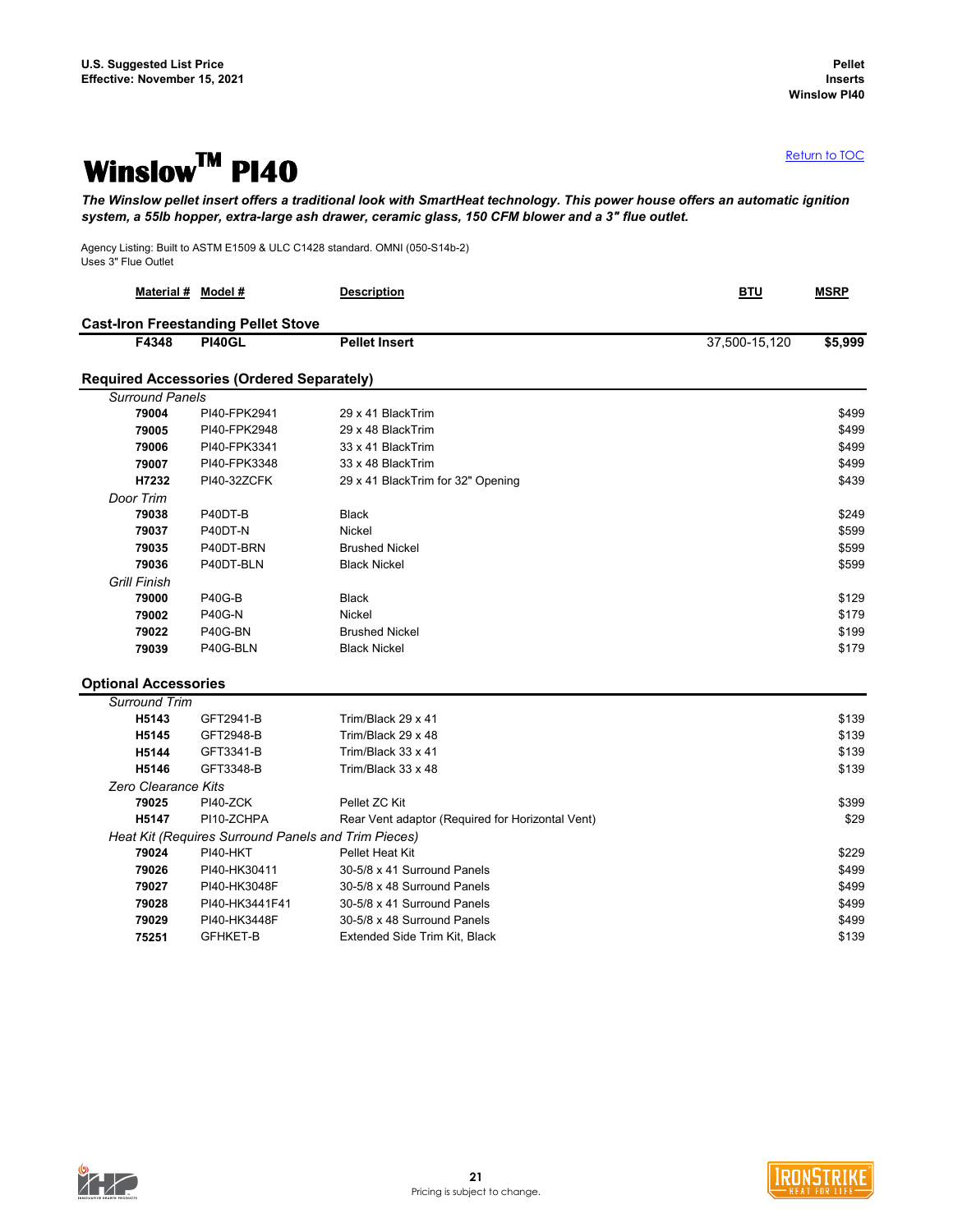U.S. Suggested List Price
Effective: November 15, 2021

Pellet Inserts
Winslow PI40

# Winslow™ PI40

Return to TOC

***The Winslow pellet insert offers a traditional look with SmartHeat technology. This power house offers an automatic ignition system, a 55lb hopper, extra-large ash drawer, ceramic glass, 150 CFM blower and a 3" flue outlet.***

Agency Listing: Built to ASTM E1509 & ULC C1428 standard. OMNI (050-S14b-2)
Uses 3" Flue Outlet

| Material # | Model # | Description | BTU | MSRP |
|---|---|---|---|---|
| **Cast-Iron Freestanding Pellet Stove** | | | | |
| **F4348** | **PI40GL** | **Pellet Insert** | 37,500-15,120 | **$5,999** |
| **Required Accessories (Ordered Separately)** | | | | |
| *Surround Panels* | | | | |
| **79004** | PI40-FPK2941 | 29 x 41 BlackTrim | | $499 |
| **79005** | PI40-FPK2948 | 29 x 48 BlackTrim | | $499 |
| **79006** | PI40-FPK3341 | 33 x 41 BlackTrim | | $499 |
| **79007** | PI40-FPK3348 | 33 x 48 BlackTrim | | $499 |
| **H7232** | PI40-32ZCFK | 29 x 41 BlackTrim for 32" Opening | | $439 |
| *Door Trim* | | | | |
| **79038** | P40DT-B | Black | | $249 |
| **79037** | P40DT-N | Nickel | | $599 |
| **79035** | P40DT-BRN | Brushed Nickel | | $599 |
| **79036** | P40DT-BLN | Black Nickel | | $599 |
| *Grill Finish* | | | | |
| **79000** | P40G-B | Black | | $129 |
| **79002** | P40G-N | Nickel | | $179 |
| **79022** | P40G-BN | Brushed Nickel | | $199 |
| **79039** | P40G-BLN | Black Nickel | | $179 |
| **Optional Accessories** | | | | |
| *Surround Trim* | | | | |
| **H5143** | GFT2941-B | Trim/Black 29 x 41 | | $139 |
| **H5145** | GFT2948-B | Trim/Black 29 x 48 | | $139 |
| **H5144** | GFT3341-B | Trim/Black 33 x 41 | | $139 |
| **H5146** | GFT3348-B | Trim/Black 33 x 48 | | $139 |
| *Zero Clearance Kits* | | | | |
| **79025** | PI40-ZCK | Pellet ZC Kit | | $399 |
| **H5147** | PI10-ZCHPA | Rear Vent adaptor (Required for Horizontal Vent) | | $29 |
| *Heat Kit (Requires Surround Panels and Trim Pieces)* | | | | |
| **79024** | PI40-HKT | Pellet Heat Kit | | $229 |
| **79026** | PI40-HK30411 | 30-5/8 x 41 Surround Panels | | $499 |
| **79027** | PI40-HK3048F | 30-5/8 x 48 Surround Panels | | $499 |
| **79028** | PI40-HK3441F41 | 30-5/8 x 41 Surround Panels | | $499 |
| **79029** | PI40-HK3448F | 30-5/8 x 48 Surround Panels | | $499 |
| **75251** | GFHKET-B | Extended Side Trim Kit, Black | | $139 |

Pricing is subject to change.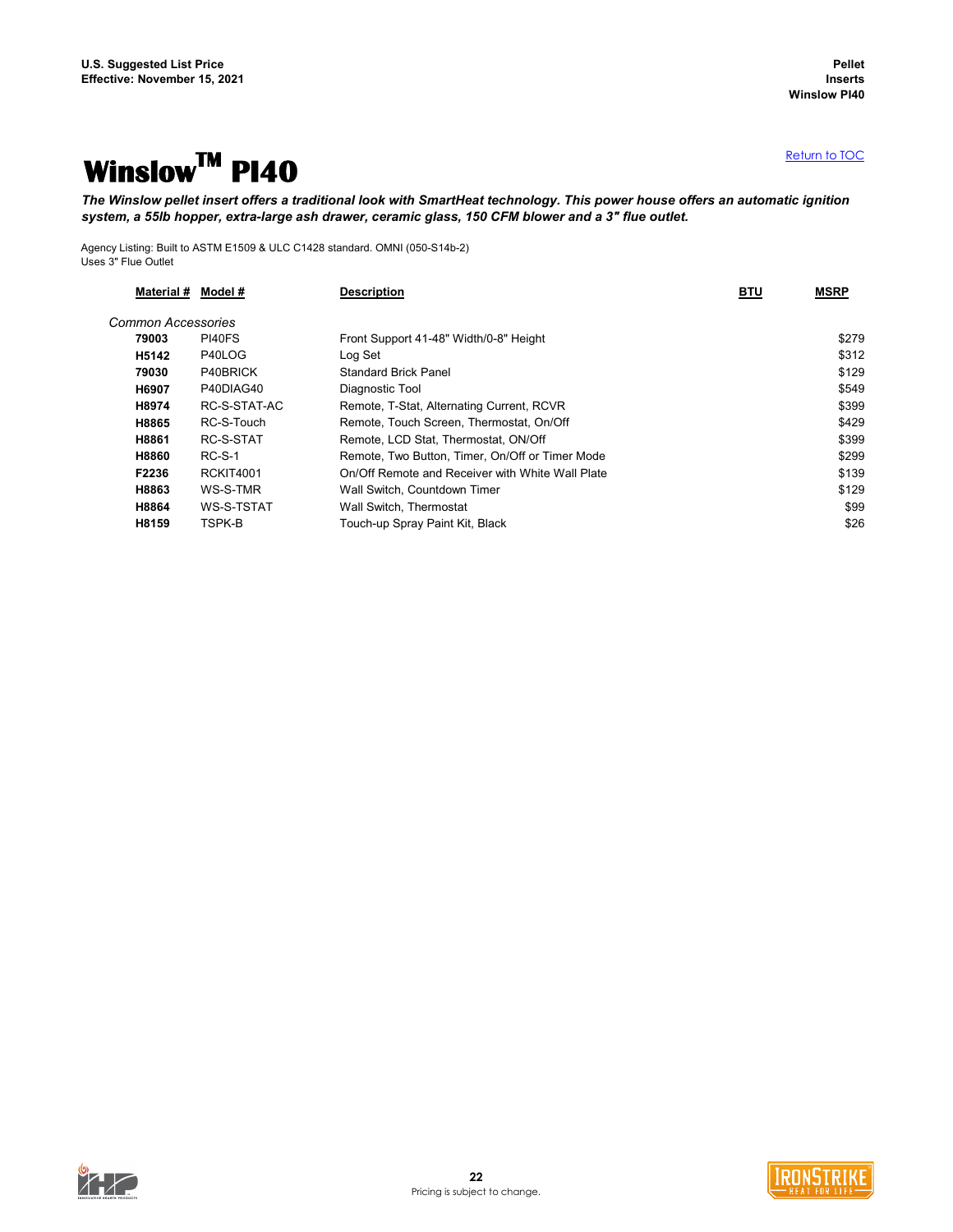# Winslow™ PI40

Return to TOC

***The Winslow pellet insert offers a traditional look with SmartHeat technology. This power house offers an automatic ignition system, a 55lb hopper, extra-large ash drawer, ceramic glass, 150 CFM blower and a 3" flue outlet.***

Agency Listing: Built to ASTM E1509 & ULC C1428 standard. OMNI (050-S14b-2)
Uses 3" Flue Outlet

| Material # | Model # | Description | BTU | MSRP |
|---|---|---|---|---|
| *Common Accessories* | | | | |
| **79003** | PI40FS | Front Support 41-48" Width/0-8" Height | | $279 |
| **H5142** | P40LOG | Log Set | | $312 |
| **79030** | P40BRICK | Standard Brick Panel | | $129 |
| **H6907** | P40DIAG40 | Diagnostic Tool | | $549 |
| **H8974** | RC-S-STAT-AC | Remote, T-Stat, Alternating Current, RCVR | | $399 |
| **H8865** | RC-S-Touch | Remote, Touch Screen, Thermostat, On/Off | | $429 |
| **H8861** | RC-S-STAT | Remote, LCD Stat, Thermostat, ON/Off | | $399 |
| **H8860** | RC-S-1 | Remote, Two Button, Timer, On/Off or Timer Mode | | $299 |
| **F2236** | RCKIT4001 | On/Off Remote and Receiver with White Wall Plate | | $139 |
| **H8863** | WS-S-TMR | Wall Switch, Countdown Timer | | $129 |
| **H8864** | WS-S-TSTAT | Wall Switch, Thermostat | | $99 |
| **H8159** | TSPK-B | Touch-up Spray Paint Kit, Black | | $26 |